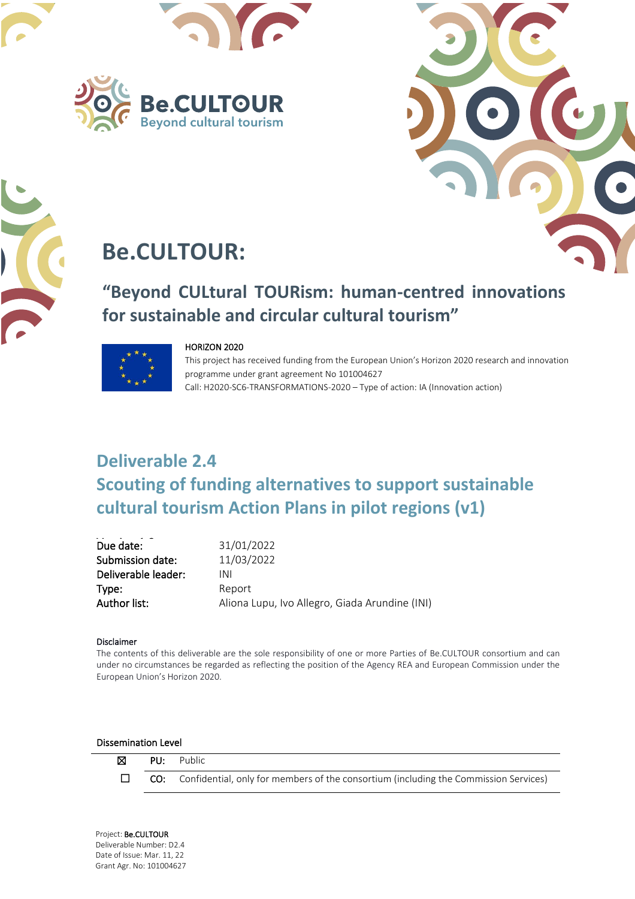Be.CULTOUR
Beyond cultural tourism

# Be.CULTOUR:

## "Beyond CULtural TOURism: human-centred innovations for sustainable and circular cultural tourism"

HORIZON 2020
This project has received funding from the European Union's Horizon 2020 research and innovation programme under grant agreement No 101004627
Call: H2020-SC6-TRANSFORMATIONS-2020 – Type of action: IA (Innovation action)

# Deliverable 2.4
# Scouting of funding alternatives to support sustainable cultural tourism Action Plans in pilot regions (v1)

| | |
|---|---|
| **Due date:** | 31/01/2022 |
| **Submission date:** | 11/03/2022 |
| **Deliverable leader:** | INI |
| **Type:** | Report |
| **Author list:** | Aliona Lupu, Ivo Allegro, Giada Arundine (INI) |

Disclaimer
The contents of this deliverable are the sole responsibility of one or more Parties of Be.CULTOUR consortium and can under no circumstances be regarded as reflecting the position of the Agency REA and European Commission under the European Union's Horizon 2020.

Dissemination Level

| | | |
|---|---|---|
| ☒ | **PU:** | Public |
| ☐ | **CO:** | Confidential, only for members of the consortium (including the Commission Services) |

Project: **Be.CULTOUR**
Deliverable Number: D2.4
Date of Issue: Mar. 11, 22
Grant Agr. No: 101004627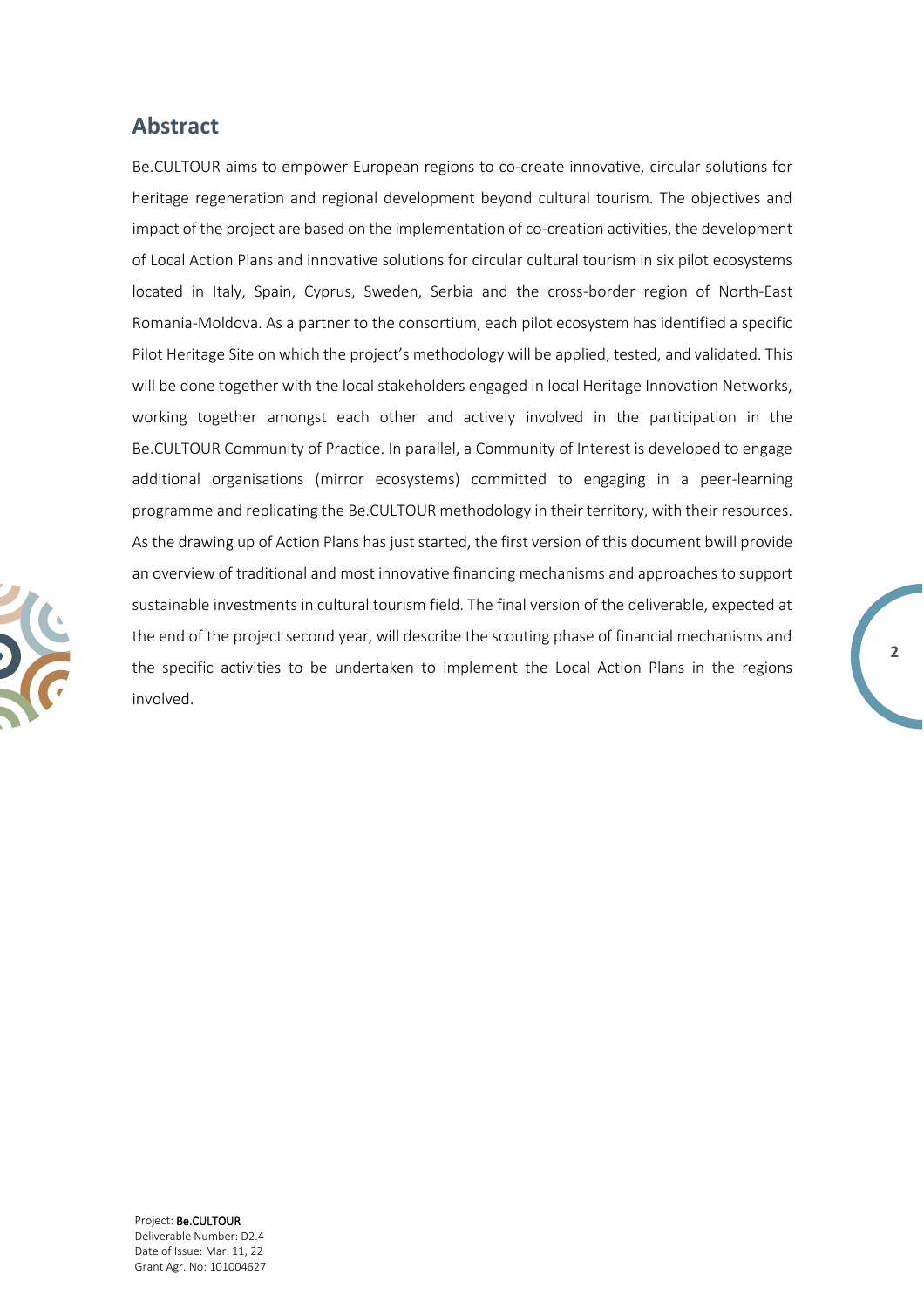## Abstract

Be.CULTOUR aims to empower European regions to co-create innovative, circular solutions for heritage regeneration and regional development beyond cultural tourism. The objectives and impact of the project are based on the implementation of co-creation activities, the development of Local Action Plans and innovative solutions for circular cultural tourism in six pilot ecosystems located in Italy, Spain, Cyprus, Sweden, Serbia and the cross-border region of North-East Romania-Moldova. As a partner to the consortium, each pilot ecosystem has identified a specific Pilot Heritage Site on which the project's methodology will be applied, tested, and validated. This will be done together with the local stakeholders engaged in local Heritage Innovation Networks, working together amongst each other and actively involved in the participation in the Be.CULTOUR Community of Practice. In parallel, a Community of Interest is developed to engage additional organisations (mirror ecosystems) committed to engaging in a peer-learning programme and replicating the Be.CULTOUR methodology in their territory, with their resources. As the drawing up of Action Plans has just started, the first version of this document bwill provide an overview of traditional and most innovative financing mechanisms and approaches to support sustainable investments in cultural tourism field. The final version of the deliverable, expected at the end of the project second year, will describe the scouting phase of financial mechanisms and the specific activities to be undertaken to implement the Local Action Plans in the regions involved.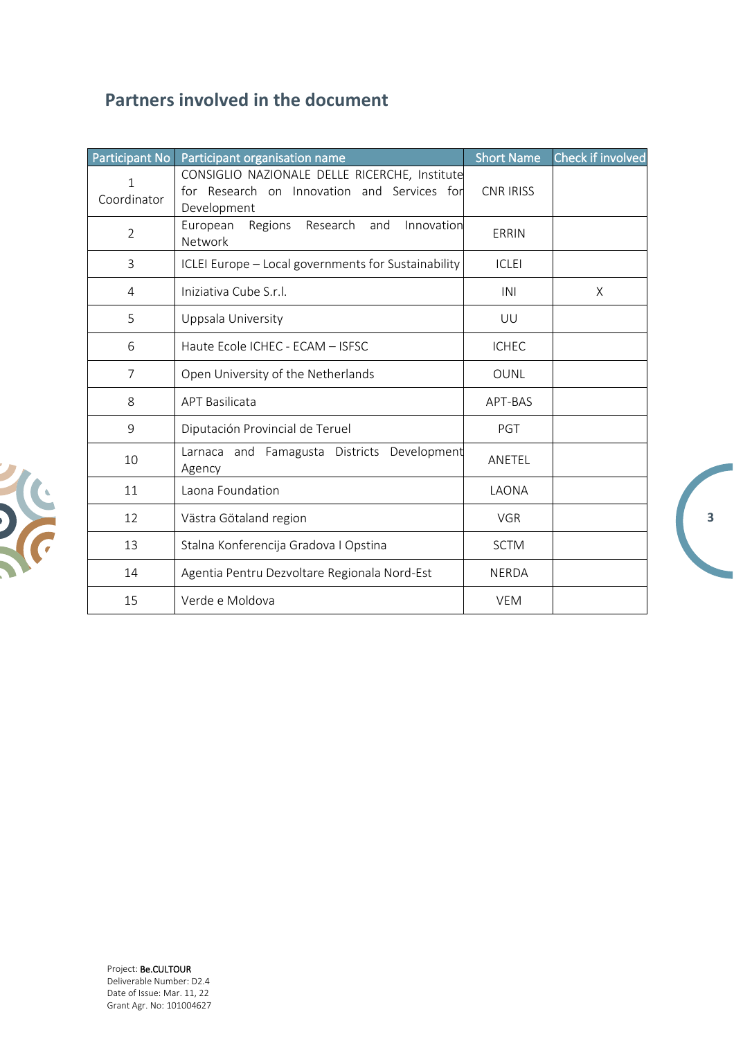## Partners involved in the document

| Participant No | Participant organisation name | Short Name | Check if involved |
|---|---|---|---|
| 1 Coordinator | CONSIGLIO NAZIONALE DELLE RICERCHE, Institute for Research on Innovation and Services for Development | CNR IRISS | |
| 2 | European Regions Research and Innovation Network | ERRIN | |
| 3 | ICLEI Europe – Local governments for Sustainability | ICLEI | |
| 4 | Iniziativa Cube S.r.l. | INI | X |
| 5 | Uppsala University | UU | |
| 6 | Haute Ecole ICHEC - ECAM – ISFSC | ICHEC | |
| 7 | Open University of the Netherlands | OUNL | |
| 8 | APT Basilicata | APT-BAS | |
| 9 | Diputación Provincial de Teruel | PGT | |
| 10 | Larnaca and Famagusta Districts Development Agency | ANETEL | |
| 11 | Laona Foundation | LAONA | |
| 12 | Västra Götaland region | VGR | |
| 13 | Stalna Konferencija Gradova I Opstina | SCTM | |
| 14 | Agentia Pentru Dezvoltare Regionala Nord-Est | NERDA | |
| 15 | Verde e Moldova | VEM | |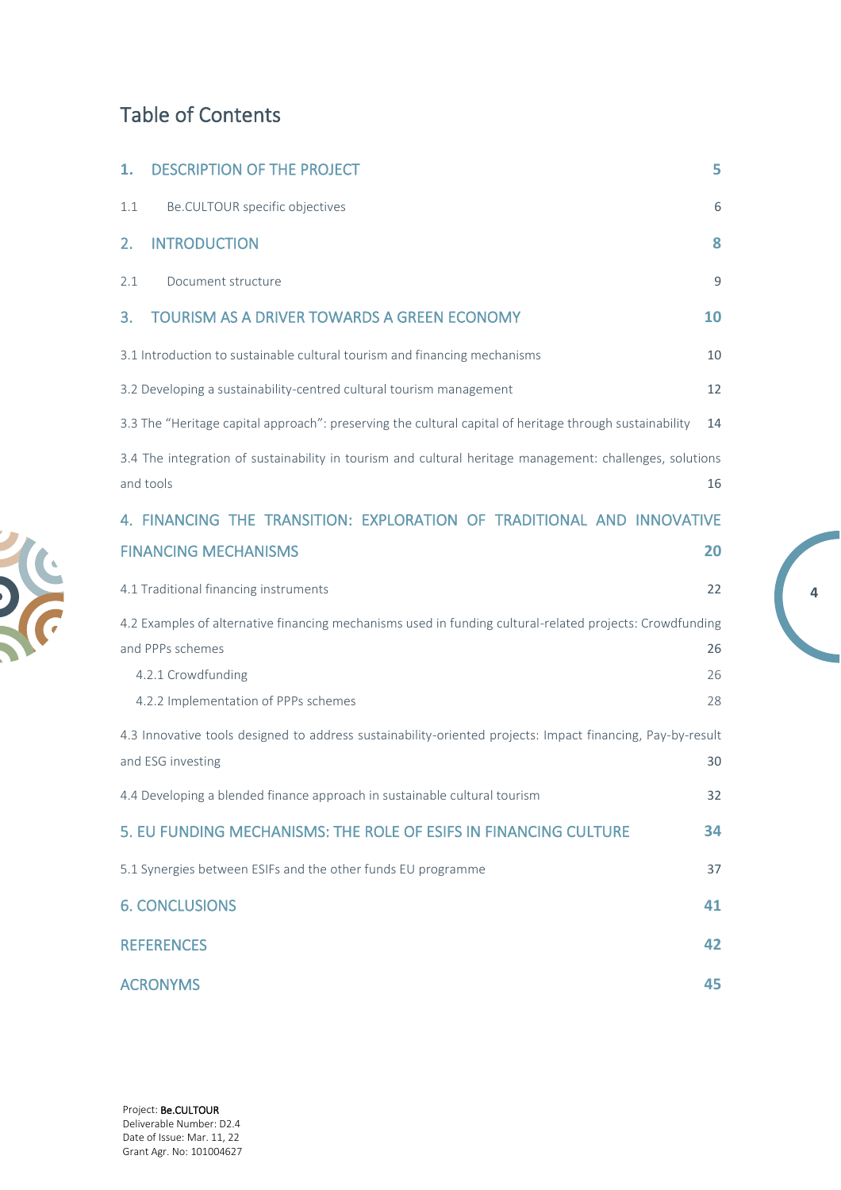# Table of Contents

| | |
|---|---|
| **1. DESCRIPTION OF THE PROJECT** | **5** |
| 1.1 Be.CULTOUR specific objectives | 6 |
| **2. INTRODUCTION** | **8** |
| 2.1 Document structure | 9 |
| **3. TOURISM AS A DRIVER TOWARDS A GREEN ECONOMY** | **10** |
| 3.1 Introduction to sustainable cultural tourism and financing mechanisms | 10 |
| 3.2 Developing a sustainability-centred cultural tourism management | 12 |
| 3.3 The "Heritage capital approach": preserving the cultural capital of heritage through sustainability | 14 |
| 3.4 The integration of sustainability in tourism and cultural heritage management: challenges, solutions and tools | 16 |
| **4. FINANCING THE TRANSITION: EXPLORATION OF TRADITIONAL AND INNOVATIVE FINANCING MECHANISMS** | **20** |
| 4.1 Traditional financing instruments | 22 |
| 4.2 Examples of alternative financing mechanisms used in funding cultural-related projects: Crowdfunding and PPPs schemes | 26 |
| 4.2.1 Crowdfunding | 26 |
| 4.2.2 Implementation of PPPs schemes | 28 |
| 4.3 Innovative tools designed to address sustainability-oriented projects: Impact financing, Pay-by-result and ESG investing | 30 |
| 4.4 Developing a blended finance approach in sustainable cultural tourism | 32 |
| **5. EU FUNDING MECHANISMS: THE ROLE OF ESIFS IN FINANCING CULTURE** | **34** |
| 5.1 Synergies between ESIFs and the other funds EU programme | 37 |
| **6. CONCLUSIONS** | **41** |
| **REFERENCES** | **42** |
| **ACRONYMS** | **45** |

Project: Be.CULTOUR
Deliverable Number: D2.4
Date of Issue: Mar. 11, 22
Grant Agr. No: 101004627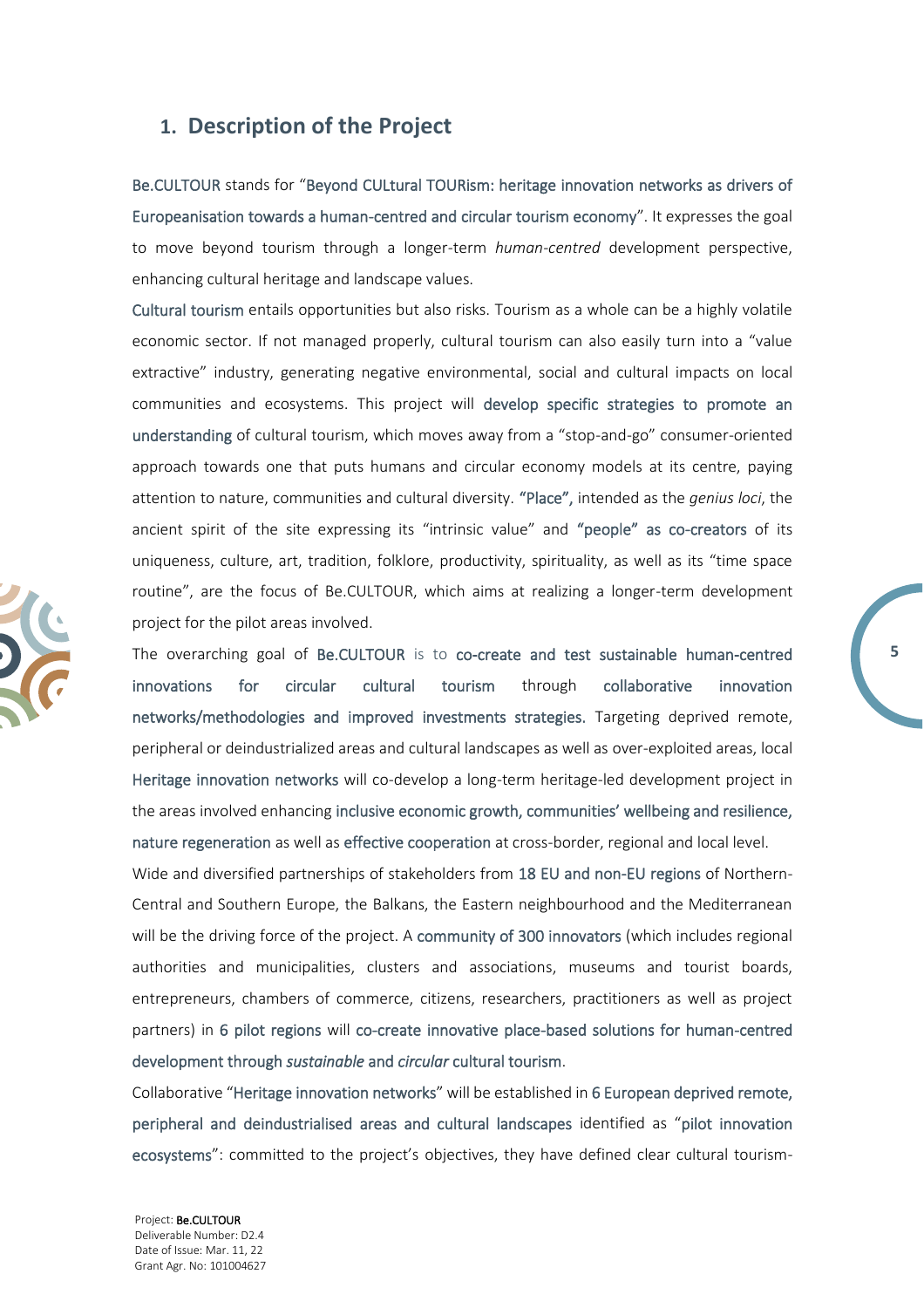## 1. Description of the Project

Be.CULTOUR stands for "Beyond CULtural TOURism: heritage innovation networks as drivers of Europeanisation towards a human-centred and circular tourism economy". It expresses the goal to move beyond tourism through a longer-term *human-centred* development perspective, enhancing cultural heritage and landscape values.

Cultural tourism entails opportunities but also risks. Tourism as a whole can be a highly volatile economic sector. If not managed properly, cultural tourism can also easily turn into a "value extractive" industry, generating negative environmental, social and cultural impacts on local communities and ecosystems. This project will develop specific strategies to promote an understanding of cultural tourism, which moves away from a "stop-and-go" consumer-oriented approach towards one that puts humans and circular economy models at its centre, paying attention to nature, communities and cultural diversity. "Place", intended as the *genius loci*, the ancient spirit of the site expressing its "intrinsic value" and "people" as co-creators of its uniqueness, culture, art, tradition, folklore, productivity, spirituality, as well as its "time space routine", are the focus of Be.CULTOUR, which aims at realizing a longer-term development project for the pilot areas involved.

The overarching goal of Be.CULTOUR is to co-create and test sustainable human-centred innovations for circular cultural tourism through collaborative innovation networks/methodologies and improved investments strategies. Targeting deprived remote, peripheral or deindustrialized areas and cultural landscapes as well as over-exploited areas, local Heritage innovation networks will co-develop a long-term heritage-led development project in the areas involved enhancing inclusive economic growth, communities' wellbeing and resilience, nature regeneration as well as effective cooperation at cross-border, regional and local level.

Wide and diversified partnerships of stakeholders from 18 EU and non-EU regions of Northern-Central and Southern Europe, the Balkans, the Eastern neighbourhood and the Mediterranean will be the driving force of the project. A community of 300 innovators (which includes regional authorities and municipalities, clusters and associations, museums and tourist boards, entrepreneurs, chambers of commerce, citizens, researchers, practitioners as well as project partners) in 6 pilot regions will co-create innovative place-based solutions for human-centred development through *sustainable* and *circular* cultural tourism.

Collaborative "Heritage innovation networks" will be established in 6 European deprived remote, peripheral and deindustrialised areas and cultural landscapes identified as "pilot innovation ecosystems": committed to the project's objectives, they have defined clear cultural tourism-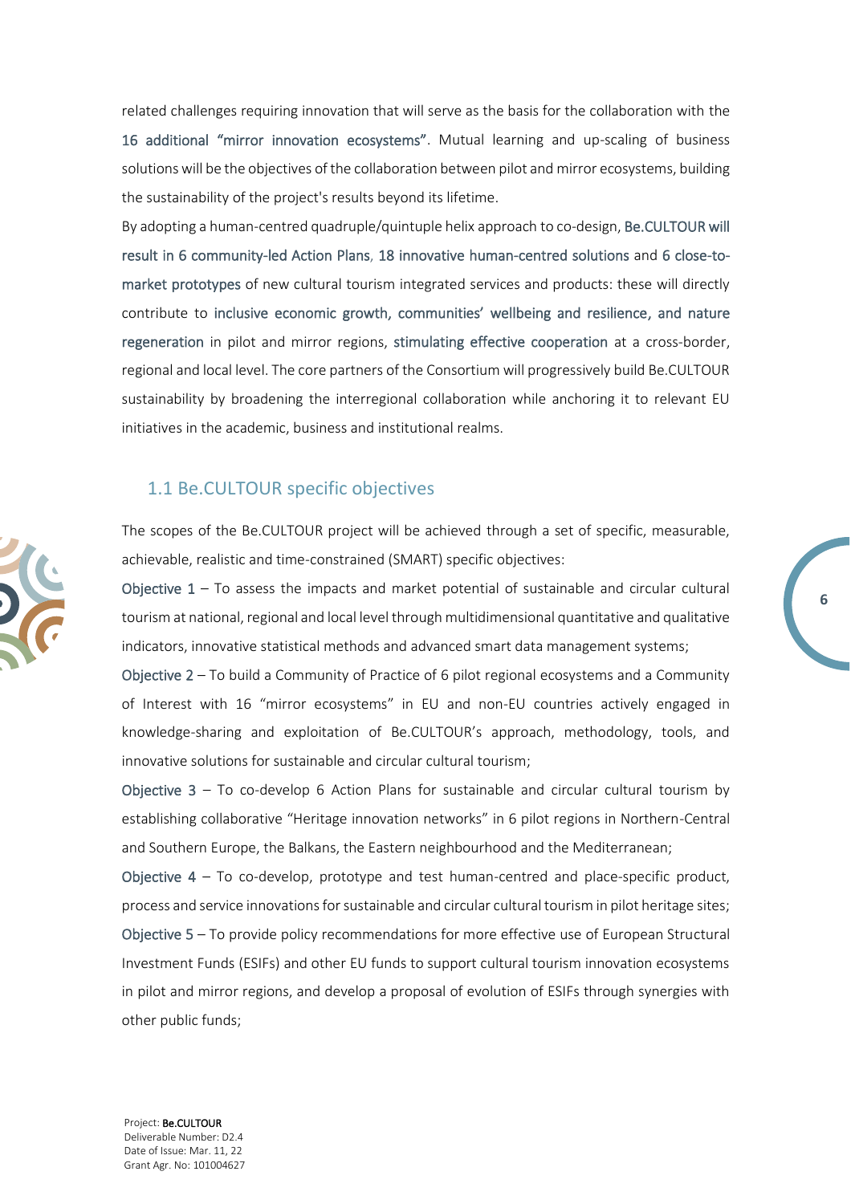related challenges requiring innovation that will serve as the basis for the collaboration with the 16 additional "mirror innovation ecosystems". Mutual learning and up-scaling of business solutions will be the objectives of the collaboration between pilot and mirror ecosystems, building the sustainability of the project's results beyond its lifetime.

By adopting a human-centred quadruple/quintuple helix approach to co-design, Be.CULTOUR will result in 6 community-led Action Plans, 18 innovative human-centred solutions and 6 close-to-market prototypes of new cultural tourism integrated services and products: these will directly contribute to inclusive economic growth, communities' wellbeing and resilience, and nature regeneration in pilot and mirror regions, stimulating effective cooperation at a cross-border, regional and local level. The core partners of the Consortium will progressively build Be.CULTOUR sustainability by broadening the interregional collaboration while anchoring it to relevant EU initiatives in the academic, business and institutional realms.

## 1.1 Be.CULTOUR specific objectives

The scopes of the Be.CULTOUR project will be achieved through a set of specific, measurable, achievable, realistic and time-constrained (SMART) specific objectives:

Objective 1 – To assess the impacts and market potential of sustainable and circular cultural tourism at national, regional and local level through multidimensional quantitative and qualitative indicators, innovative statistical methods and advanced smart data management systems;

Objective 2 – To build a Community of Practice of 6 pilot regional ecosystems and a Community of Interest with 16 "mirror ecosystems" in EU and non-EU countries actively engaged in knowledge-sharing and exploitation of Be.CULTOUR's approach, methodology, tools, and innovative solutions for sustainable and circular cultural tourism;

Objective 3 – To co-develop 6 Action Plans for sustainable and circular cultural tourism by establishing collaborative "Heritage innovation networks" in 6 pilot regions in Northern-Central and Southern Europe, the Balkans, the Eastern neighbourhood and the Mediterranean;

Objective 4 – To co-develop, prototype and test human-centred and place-specific product, process and service innovations for sustainable and circular cultural tourism in pilot heritage sites;

Objective 5 – To provide policy recommendations for more effective use of European Structural Investment Funds (ESIFs) and other EU funds to support cultural tourism innovation ecosystems in pilot and mirror regions, and develop a proposal of evolution of ESIFs through synergies with other public funds;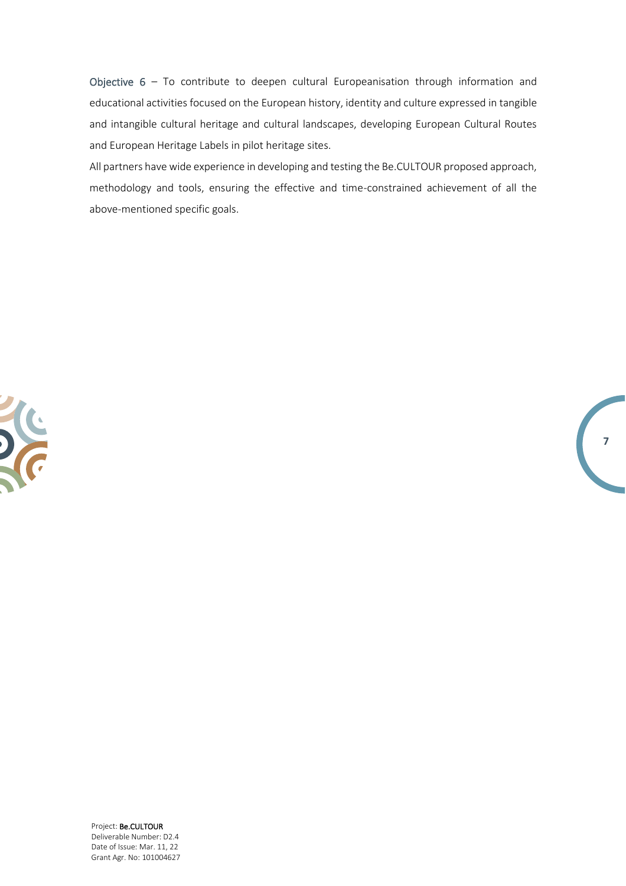Objective 6 – To contribute to deepen cultural Europeanisation through information and educational activities focused on the European history, identity and culture expressed in tangible and intangible cultural heritage and cultural landscapes, developing European Cultural Routes and European Heritage Labels in pilot heritage sites.

All partners have wide experience in developing and testing the Be.CULTOUR proposed approach, methodology and tools, ensuring the effective and time-constrained achievement of all the above-mentioned specific goals.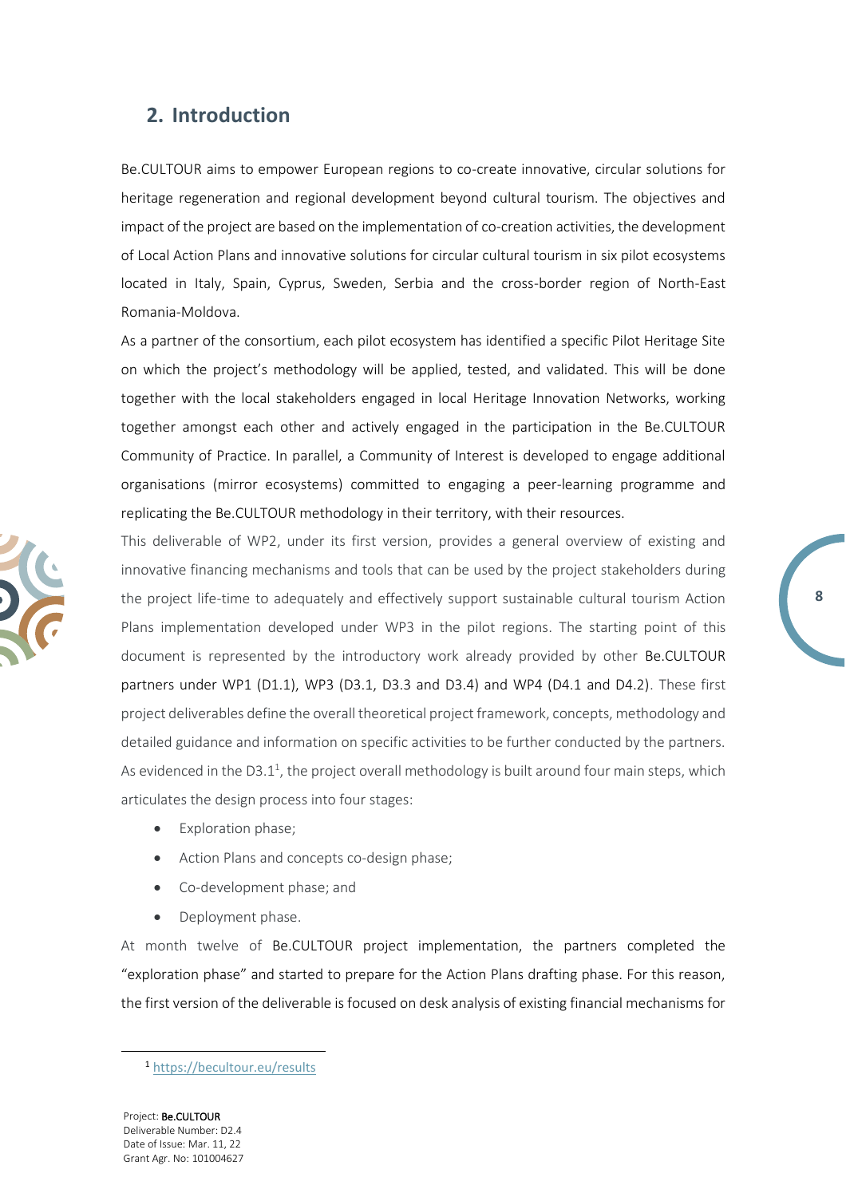## 2. Introduction

Be.CULTOUR aims to empower European regions to co-create innovative, circular solutions for heritage regeneration and regional development beyond cultural tourism. The objectives and impact of the project are based on the implementation of co-creation activities, the development of Local Action Plans and innovative solutions for circular cultural tourism in six pilot ecosystems located in Italy, Spain, Cyprus, Sweden, Serbia and the cross-border region of North-East Romania-Moldova.

As a partner of the consortium, each pilot ecosystem has identified a specific Pilot Heritage Site on which the project's methodology will be applied, tested, and validated. This will be done together with the local stakeholders engaged in local Heritage Innovation Networks, working together amongst each other and actively engaged in the participation in the Be.CULTOUR Community of Practice. In parallel, a Community of Interest is developed to engage additional organisations (mirror ecosystems) committed to engaging a peer-learning programme and replicating the Be.CULTOUR methodology in their territory, with their resources.

This deliverable of WP2, under its first version, provides a general overview of existing and innovative financing mechanisms and tools that can be used by the project stakeholders during the project life-time to adequately and effectively support sustainable cultural tourism Action Plans implementation developed under WP3 in the pilot regions. The starting point of this document is represented by the introductory work already provided by other Be.CULTOUR partners under WP1 (D1.1), WP3 (D3.1, D3.3 and D3.4) and WP4 (D4.1 and D4.2). These first project deliverables define the overall theoretical project framework, concepts, methodology and detailed guidance and information on specific activities to be further conducted by the partners. As evidenced in the D3.1[1], the project overall methodology is built around four main steps, which articulates the design process into four stages:

- Exploration phase;
- Action Plans and concepts co-design phase;
- Co-development phase; and
- Deployment phase.

At month twelve of Be.CULTOUR project implementation, the partners completed the "exploration phase" and started to prepare for the Action Plans drafting phase. For this reason, the first version of the deliverable is focused on desk analysis of existing financial mechanisms for

[1] https://becultour.eu/results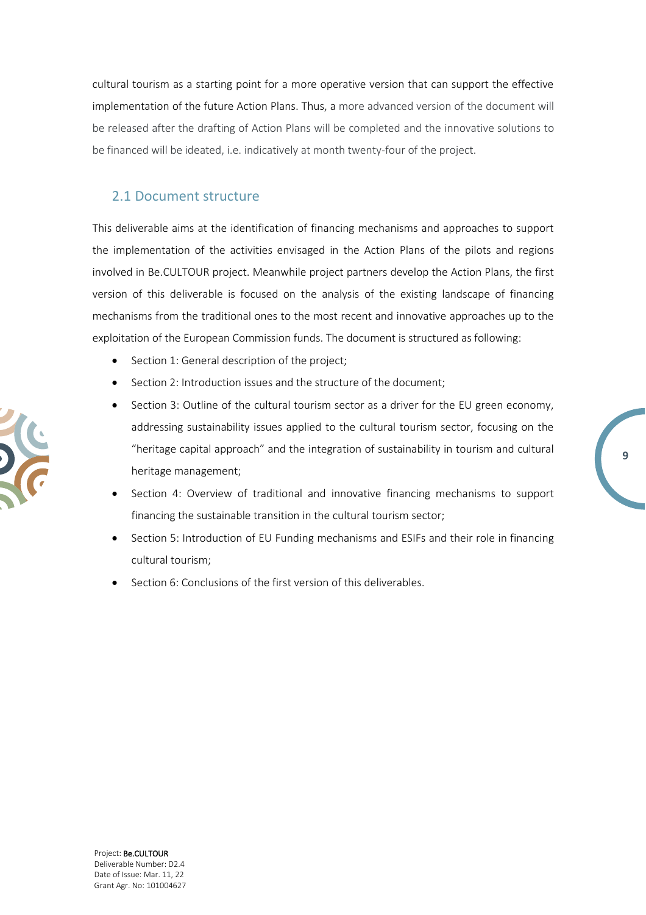cultural tourism as a starting point for a more operative version that can support the effective implementation of the future Action Plans. Thus, a more advanced version of the document will be released after the drafting of Action Plans will be completed and the innovative solutions to be financed will be ideated, i.e. indicatively at month twenty-four of the project.

## 2.1 Document structure

This deliverable aims at the identification of financing mechanisms and approaches to support the implementation of the activities envisaged in the Action Plans of the pilots and regions involved in Be.CULTOUR project. Meanwhile project partners develop the Action Plans, the first version of this deliverable is focused on the analysis of the existing landscape of financing mechanisms from the traditional ones to the most recent and innovative approaches up to the exploitation of the European Commission funds. The document is structured as following:

- Section 1: General description of the project;
- Section 2: Introduction issues and the structure of the document;
- Section 3: Outline of the cultural tourism sector as a driver for the EU green economy, addressing sustainability issues applied to the cultural tourism sector, focusing on the "heritage capital approach" and the integration of sustainability in tourism and cultural heritage management;
- Section 4: Overview of traditional and innovative financing mechanisms to support financing the sustainable transition in the cultural tourism sector;
- Section 5: Introduction of EU Funding mechanisms and ESIFs and their role in financing cultural tourism;
- Section 6: Conclusions of the first version of this deliverables.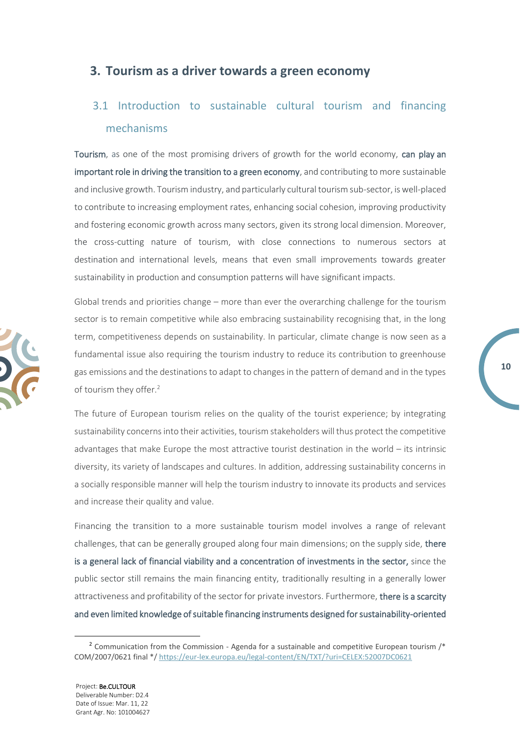## 3. Tourism as a driver towards a green economy

### 3.1 Introduction to sustainable cultural tourism and financing mechanisms

**Tourism**, as one of the most promising drivers of growth for the world economy, **can play an important role in driving the transition to a green economy**, and contributing to more sustainable and inclusive growth. Tourism industry, and particularly cultural tourism sub-sector, is well-placed to contribute to increasing employment rates, enhancing social cohesion, improving productivity and fostering economic growth across many sectors, given its strong local dimension. Moreover, the cross-cutting nature of tourism, with close connections to numerous sectors at destination and international levels, means that even small improvements towards greater sustainability in production and consumption patterns will have significant impacts.

Global trends and priorities change – more than ever the overarching challenge for the tourism sector is to remain competitive while also embracing sustainability recognising that, in the long term, competitiveness depends on sustainability. In particular, climate change is now seen as a fundamental issue also requiring the tourism industry to reduce its contribution to greenhouse gas emissions and the destinations to adapt to changes in the pattern of demand and in the types of tourism they offer.[2]

The future of European tourism relies on the quality of the tourist experience; by integrating sustainability concerns into their activities, tourism stakeholders will thus protect the competitive advantages that make Europe the most attractive tourist destination in the world – its intrinsic diversity, its variety of landscapes and cultures. In addition, addressing sustainability concerns in a socially responsible manner will help the tourism industry to innovate its products and services and increase their quality and value.

Financing the transition to a more sustainable tourism model involves a range of relevant challenges, that can be generally grouped along four main dimensions; on the supply side, **there is a general lack of financial viability and a concentration of investments in the sector,** since the public sector still remains the main financing entity, traditionally resulting in a generally lower attractiveness and profitability of the sector for private investors. Furthermore, **there is a scarcity and even limited knowledge of suitable financing instruments designed for sustainability-oriented**

---

[2] Communication from the Commission - Agenda for a sustainable and competitive European tourism /* COM/2007/0621 final */ https://eur-lex.europa.eu/legal-content/EN/TXT/?uri=CELEX:52007DC0621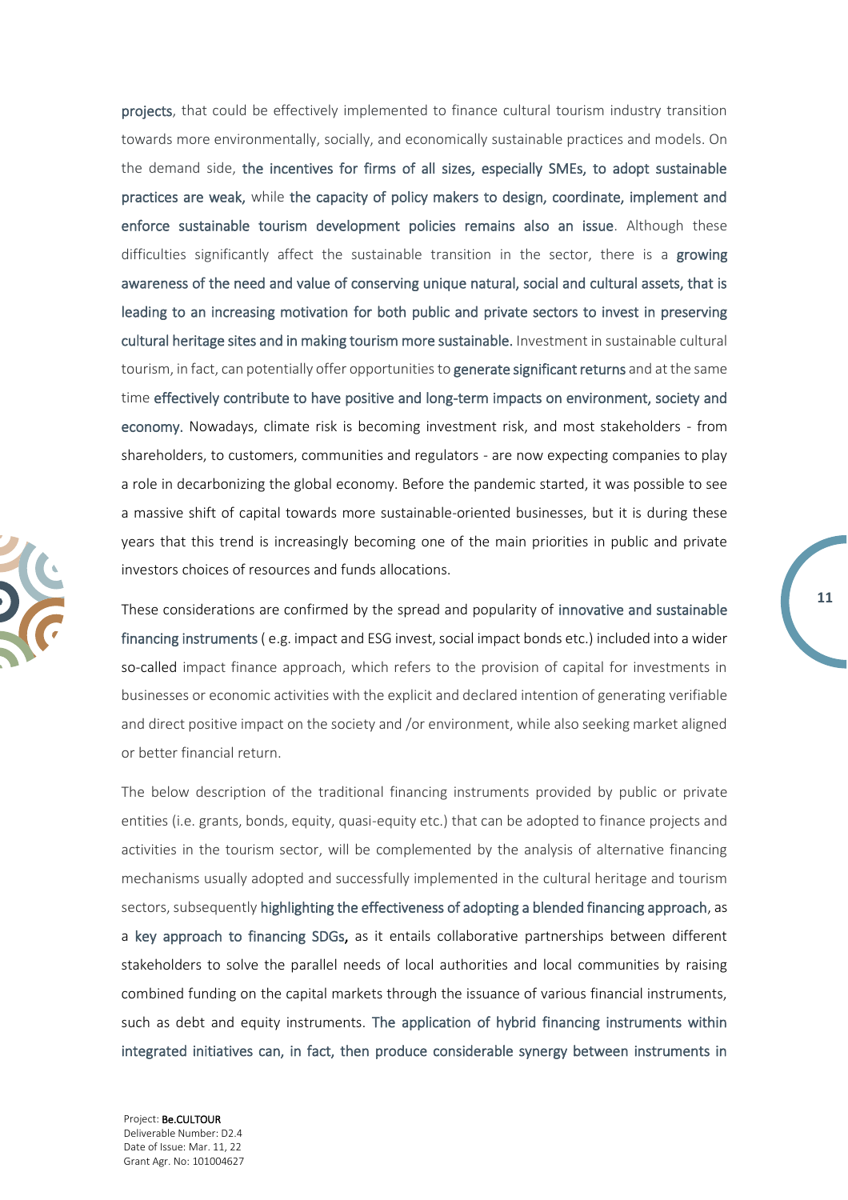projects, that could be effectively implemented to finance cultural tourism industry transition towards more environmentally, socially, and economically sustainable practices and models. On the demand side, the incentives for firms of all sizes, especially SMEs, to adopt sustainable practices are weak, while the capacity of policy makers to design, coordinate, implement and enforce sustainable tourism development policies remains also an issue. Although these difficulties significantly affect the sustainable transition in the sector, there is a growing awareness of the need and value of conserving unique natural, social and cultural assets, that is leading to an increasing motivation for both public and private sectors to invest in preserving cultural heritage sites and in making tourism more sustainable. Investment in sustainable cultural tourism, in fact, can potentially offer opportunities to generate significant returns and at the same time effectively contribute to have positive and long-term impacts on environment, society and economy. Nowadays, climate risk is becoming investment risk, and most stakeholders - from shareholders, to customers, communities and regulators - are now expecting companies to play a role in decarbonizing the global economy. Before the pandemic started, it was possible to see a massive shift of capital towards more sustainable-oriented businesses, but it is during these years that this trend is increasingly becoming one of the main priorities in public and private investors choices of resources and funds allocations.

These considerations are confirmed by the spread and popularity of innovative and sustainable financing instruments ( e.g. impact and ESG invest, social impact bonds etc.) included into a wider so-called impact finance approach, which refers to the provision of capital for investments in businesses or economic activities with the explicit and declared intention of generating verifiable and direct positive impact on the society and /or environment, while also seeking market aligned or better financial return.

The below description of the traditional financing instruments provided by public or private entities (i.e. grants, bonds, equity, quasi-equity etc.) that can be adopted to finance projects and activities in the tourism sector, will be complemented by the analysis of alternative financing mechanisms usually adopted and successfully implemented in the cultural heritage and tourism sectors, subsequently highlighting the effectiveness of adopting a blended financing approach, as a key approach to financing SDGs, as it entails collaborative partnerships between different stakeholders to solve the parallel needs of local authorities and local communities by raising combined funding on the capital markets through the issuance of various financial instruments, such as debt and equity instruments. The application of hybrid financing instruments within integrated initiatives can, in fact, then produce considerable synergy between instruments in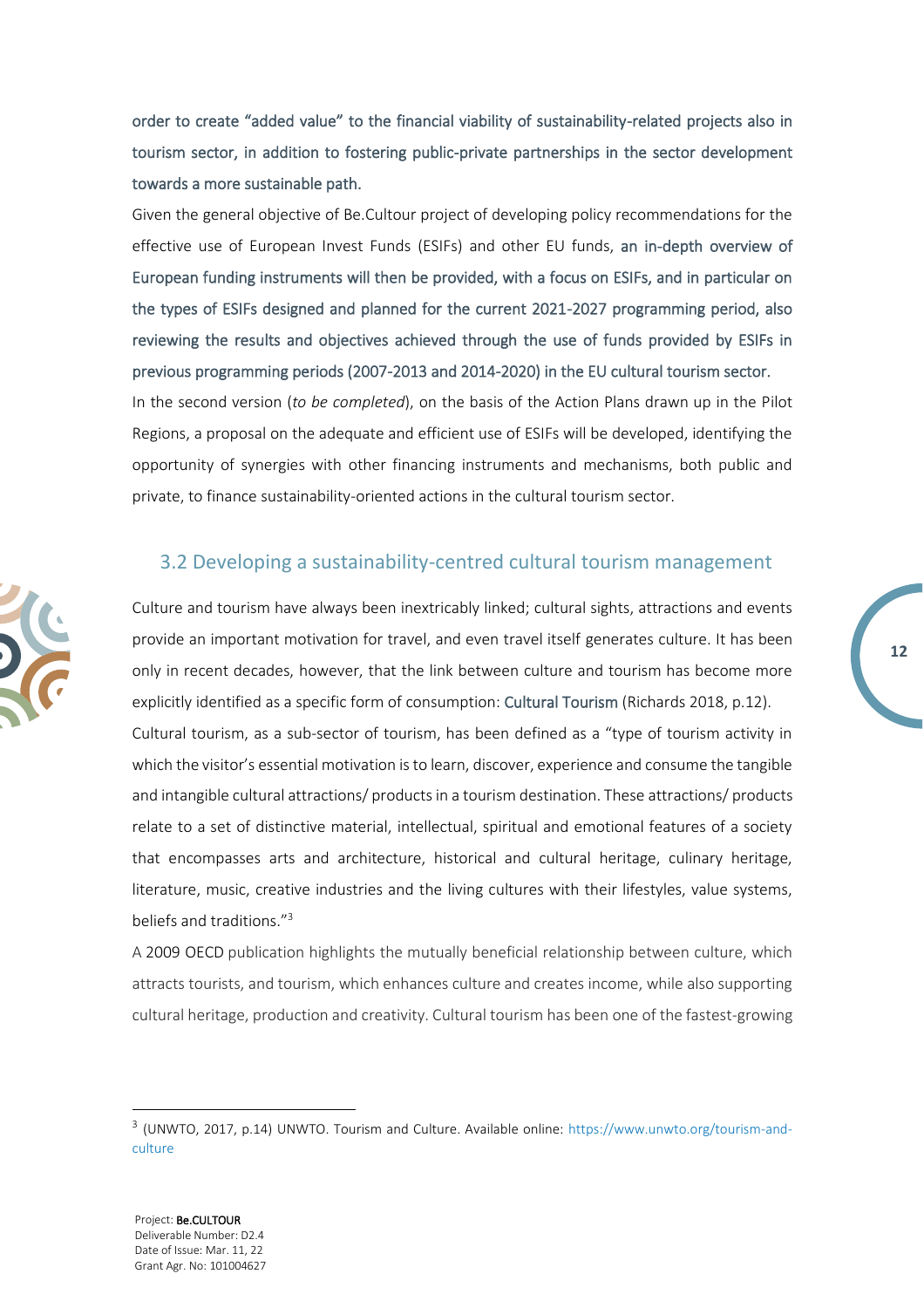order to create "added value" to the financial viability of sustainability-related projects also in tourism sector, in addition to fostering public-private partnerships in the sector development towards a more sustainable path.

Given the general objective of Be.Cultour project of developing policy recommendations for the effective use of European Invest Funds (ESIFs) and other EU funds, an in-depth overview of European funding instruments will then be provided, with a focus on ESIFs, and in particular on the types of ESIFs designed and planned for the current 2021-2027 programming period, also reviewing the results and objectives achieved through the use of funds provided by ESIFs in previous programming periods (2007-2013 and 2014-2020) in the EU cultural tourism sector.

In the second version (*to be completed*), on the basis of the Action Plans drawn up in the Pilot Regions, a proposal on the adequate and efficient use of ESIFs will be developed, identifying the opportunity of synergies with other financing instruments and mechanisms, both public and private, to finance sustainability-oriented actions in the cultural tourism sector.

## 3.2 Developing a sustainability-centred cultural tourism management

Culture and tourism have always been inextricably linked; cultural sights, attractions and events provide an important motivation for travel, and even travel itself generates culture. It has been only in recent decades, however, that the link between culture and tourism has become more explicitly identified as a specific form of consumption: Cultural Tourism (Richards 2018, p.12).

Cultural tourism, as a sub-sector of tourism, has been defined as a "type of tourism activity in which the visitor's essential motivation is to learn, discover, experience and consume the tangible and intangible cultural attractions/ products in a tourism destination. These attractions/ products relate to a set of distinctive material, intellectual, spiritual and emotional features of a society that encompasses arts and architecture, historical and cultural heritage, culinary heritage, literature, music, creative industries and the living cultures with their lifestyles, value systems, beliefs and traditions."[3]

A 2009 OECD publication highlights the mutually beneficial relationship between culture, which attracts tourists, and tourism, which enhances culture and creates income, while also supporting cultural heritage, production and creativity. Cultural tourism has been one of the fastest-growing

[3] (UNWTO, 2017, p.14) UNWTO. Tourism and Culture. Available online: https://www.unwto.org/tourism-and-culture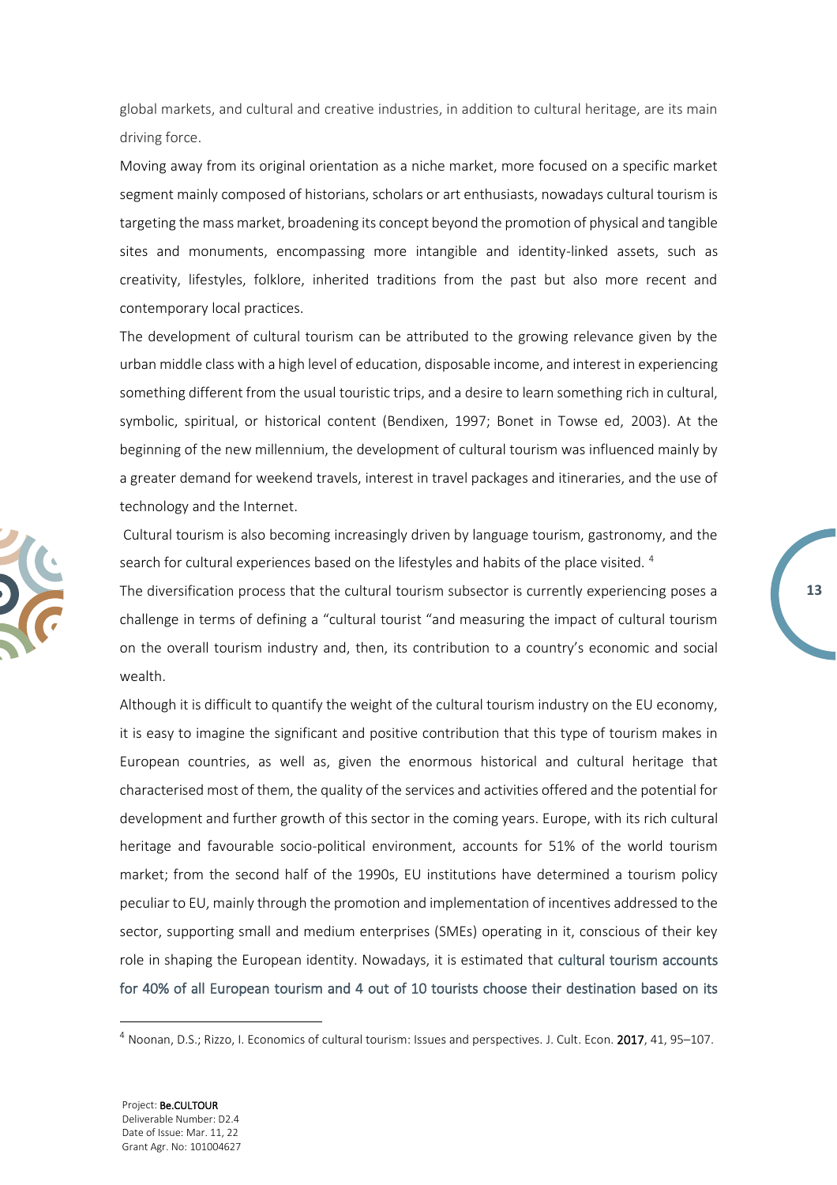global markets, and cultural and creative industries, in addition to cultural heritage, are its main driving force.

Moving away from its original orientation as a niche market, more focused on a specific market segment mainly composed of historians, scholars or art enthusiasts, nowadays cultural tourism is targeting the mass market, broadening its concept beyond the promotion of physical and tangible sites and monuments, encompassing more intangible and identity-linked assets, such as creativity, lifestyles, folklore, inherited traditions from the past but also more recent and contemporary local practices.

The development of cultural tourism can be attributed to the growing relevance given by the urban middle class with a high level of education, disposable income, and interest in experiencing something different from the usual touristic trips, and a desire to learn something rich in cultural, symbolic, spiritual, or historical content (Bendixen, 1997; Bonet in Towse ed, 2003). At the beginning of the new millennium, the development of cultural tourism was influenced mainly by a greater demand for weekend travels, interest in travel packages and itineraries, and the use of technology and the Internet.

Cultural tourism is also becoming increasingly driven by language tourism, gastronomy, and the search for cultural experiences based on the lifestyles and habits of the place visited. [4]

The diversification process that the cultural tourism subsector is currently experiencing poses a challenge in terms of defining a "cultural tourist "and measuring the impact of cultural tourism on the overall tourism industry and, then, its contribution to a country's economic and social wealth.

Although it is difficult to quantify the weight of the cultural tourism industry on the EU economy, it is easy to imagine the significant and positive contribution that this type of tourism makes in European countries, as well as, given the enormous historical and cultural heritage that characterised most of them, the quality of the services and activities offered and the potential for development and further growth of this sector in the coming years. Europe, with its rich cultural heritage and favourable socio-political environment, accounts for 51% of the world tourism market; from the second half of the 1990s, EU institutions have determined a tourism policy peculiar to EU, mainly through the promotion and implementation of incentives addressed to the sector, supporting small and medium enterprises (SMEs) operating in it, conscious of their key role in shaping the European identity. Nowadays, it is estimated that cultural tourism accounts for 40% of all European tourism and 4 out of 10 tourists choose their destination based on its

---

[4] Noonan, D.S.; Rizzo, I. Economics of cultural tourism: Issues and perspectives. J. Cult. Econ. **2017**, 41, 95–107.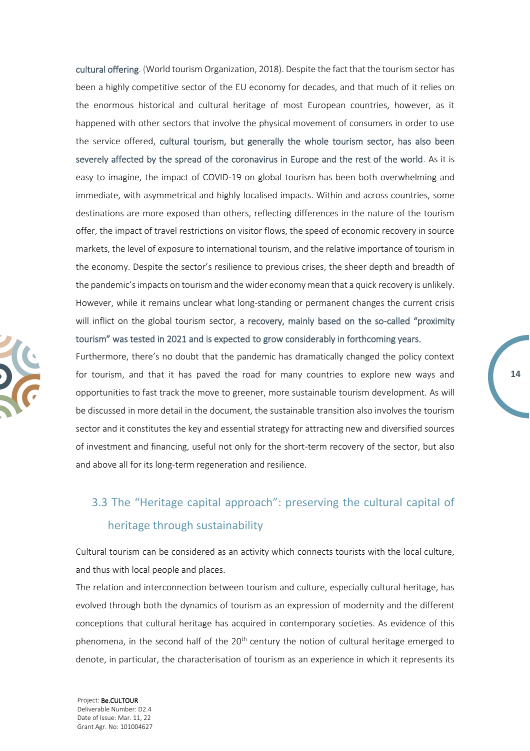cultural offering. (World tourism Organization, 2018). Despite the fact that the tourism sector has been a highly competitive sector of the EU economy for decades, and that much of it relies on the enormous historical and cultural heritage of most European countries, however, as it happened with other sectors that involve the physical movement of consumers in order to use the service offered, cultural tourism, but generally the whole tourism sector, has also been severely affected by the spread of the coronavirus in Europe and the rest of the world. As it is easy to imagine, the impact of COVID-19 on global tourism has been both overwhelming and immediate, with asymmetrical and highly localised impacts. Within and across countries, some destinations are more exposed than others, reflecting differences in the nature of the tourism offer, the impact of travel restrictions on visitor flows, the speed of economic recovery in source markets, the level of exposure to international tourism, and the relative importance of tourism in the economy. Despite the sector's resilience to previous crises, the sheer depth and breadth of the pandemic's impacts on tourism and the wider economy mean that a quick recovery is unlikely. However, while it remains unclear what long-standing or permanent changes the current crisis will inflict on the global tourism sector, a recovery, mainly based on the so-called "proximity tourism" was tested in 2021 and is expected to grow considerably in forthcoming years.

Furthermore, there's no doubt that the pandemic has dramatically changed the policy context for tourism, and that it has paved the road for many countries to explore new ways and opportunities to fast track the move to greener, more sustainable tourism development. As will be discussed in more detail in the document, the sustainable transition also involves the tourism sector and it constitutes the key and essential strategy for attracting new and diversified sources of investment and financing, useful not only for the short-term recovery of the sector, but also and above all for its long-term regeneration and resilience.

## 3.3 The "Heritage capital approach": preserving the cultural capital of heritage through sustainability

Cultural tourism can be considered as an activity which connects tourists with the local culture, and thus with local people and places.

The relation and interconnection between tourism and culture, especially cultural heritage, has evolved through both the dynamics of tourism as an expression of modernity and the different conceptions that cultural heritage has acquired in contemporary societies. As evidence of this phenomena, in the second half of the 20th century the notion of cultural heritage emerged to denote, in particular, the characterisation of tourism as an experience in which it represents its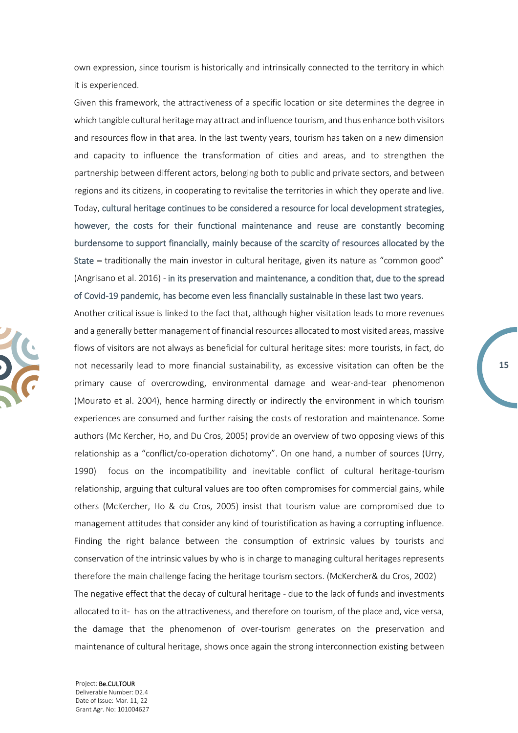own expression, since tourism is historically and intrinsically connected to the territory in which it is experienced.

Given this framework, the attractiveness of a specific location or site determines the degree in which tangible cultural heritage may attract and influence tourism, and thus enhance both visitors and resources flow in that area. In the last twenty years, tourism has taken on a new dimension and capacity to influence the transformation of cities and areas, and to strengthen the partnership between different actors, belonging both to public and private sectors, and between regions and its citizens, in cooperating to revitalise the territories in which they operate and live. Today, cultural heritage continues to be considered a resource for local development strategies, however, the costs for their functional maintenance and reuse are constantly becoming burdensome to support financially, mainly because of the scarcity of resources allocated by the State – traditionally the main investor in cultural heritage, given its nature as "common good" (Angrisano et al. 2016) - in its preservation and maintenance, a condition that, due to the spread of Covid-19 pandemic, has become even less financially sustainable in these last two years.

Another critical issue is linked to the fact that, although higher visitation leads to more revenues and a generally better management of financial resources allocated to most visited areas, massive flows of visitors are not always as beneficial for cultural heritage sites: more tourists, in fact, do not necessarily lead to more financial sustainability, as excessive visitation can often be the primary cause of overcrowding, environmental damage and wear-and-tear phenomenon (Mourato et al. 2004), hence harming directly or indirectly the environment in which tourism experiences are consumed and further raising the costs of restoration and maintenance. Some authors (Mc Kercher, Ho, and Du Cros, 2005) provide an overview of two opposing views of this relationship as a "conflict/co-operation dichotomy". On one hand, a number of sources (Urry, 1990) focus on the incompatibility and inevitable conflict of cultural heritage-tourism relationship, arguing that cultural values are too often compromises for commercial gains, while others (McKercher, Ho & du Cros, 2005) insist that tourism value are compromised due to management attitudes that consider any kind of touristification as having a corrupting influence. Finding the right balance between the consumption of extrinsic values by tourists and conservation of the intrinsic values by who is in charge to managing cultural heritages represents therefore the main challenge facing the heritage tourism sectors. (McKercher& du Cros, 2002)

The negative effect that the decay of cultural heritage - due to the lack of funds and investments allocated to it- has on the attractiveness, and therefore on tourism, of the place and, vice versa, the damage that the phenomenon of over-tourism generates on the preservation and maintenance of cultural heritage, shows once again the strong interconnection existing between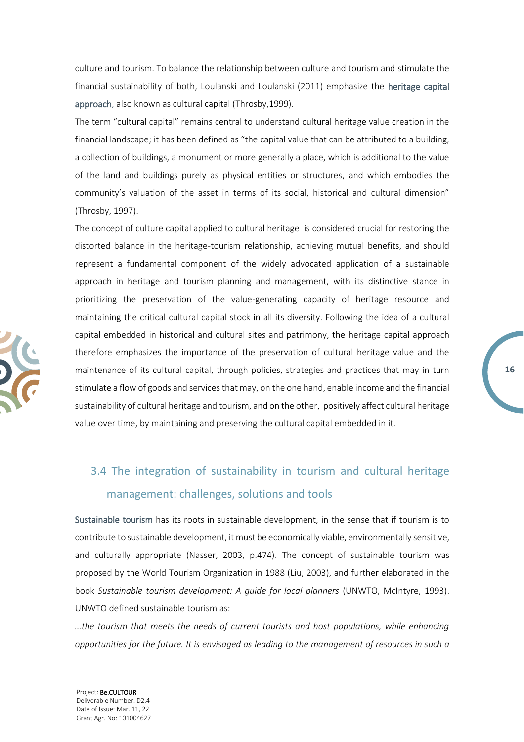culture and tourism. To balance the relationship between culture and tourism and stimulate the financial sustainability of both, Loulanski and Loulanski (2011) emphasize the heritage capital approach, also known as cultural capital (Throsby,1999).

The term "cultural capital" remains central to understand cultural heritage value creation in the financial landscape; it has been defined as "the capital value that can be attributed to a building, a collection of buildings, a monument or more generally a place, which is additional to the value of the land and buildings purely as physical entities or structures, and which embodies the community's valuation of the asset in terms of its social, historical and cultural dimension" (Throsby, 1997).

The concept of culture capital applied to cultural heritage is considered crucial for restoring the distorted balance in the heritage-tourism relationship, achieving mutual benefits, and should represent a fundamental component of the widely advocated application of a sustainable approach in heritage and tourism planning and management, with its distinctive stance in prioritizing the preservation of the value-generating capacity of heritage resource and maintaining the critical cultural capital stock in all its diversity. Following the idea of a cultural capital embedded in historical and cultural sites and patrimony, the heritage capital approach therefore emphasizes the importance of the preservation of cultural heritage value and the maintenance of its cultural capital, through policies, strategies and practices that may in turn stimulate a flow of goods and services that may, on the one hand, enable income and the financial sustainability of cultural heritage and tourism, and on the other, positively affect cultural heritage value over time, by maintaining and preserving the cultural capital embedded in it.

## 3.4 The integration of sustainability in tourism and cultural heritage management: challenges, solutions and tools

Sustainable tourism has its roots in sustainable development, in the sense that if tourism is to contribute to sustainable development, it must be economically viable, environmentally sensitive, and culturally appropriate (Nasser, 2003, p.474). The concept of sustainable tourism was proposed by the World Tourism Organization in 1988 (Liu, 2003), and further elaborated in the book *Sustainable tourism development: A guide for local planners* (UNWTO, McIntyre, 1993). UNWTO defined sustainable tourism as:

*…the tourism that meets the needs of current tourists and host populations, while enhancing opportunities for the future. It is envisaged as leading to the management of resources in such a*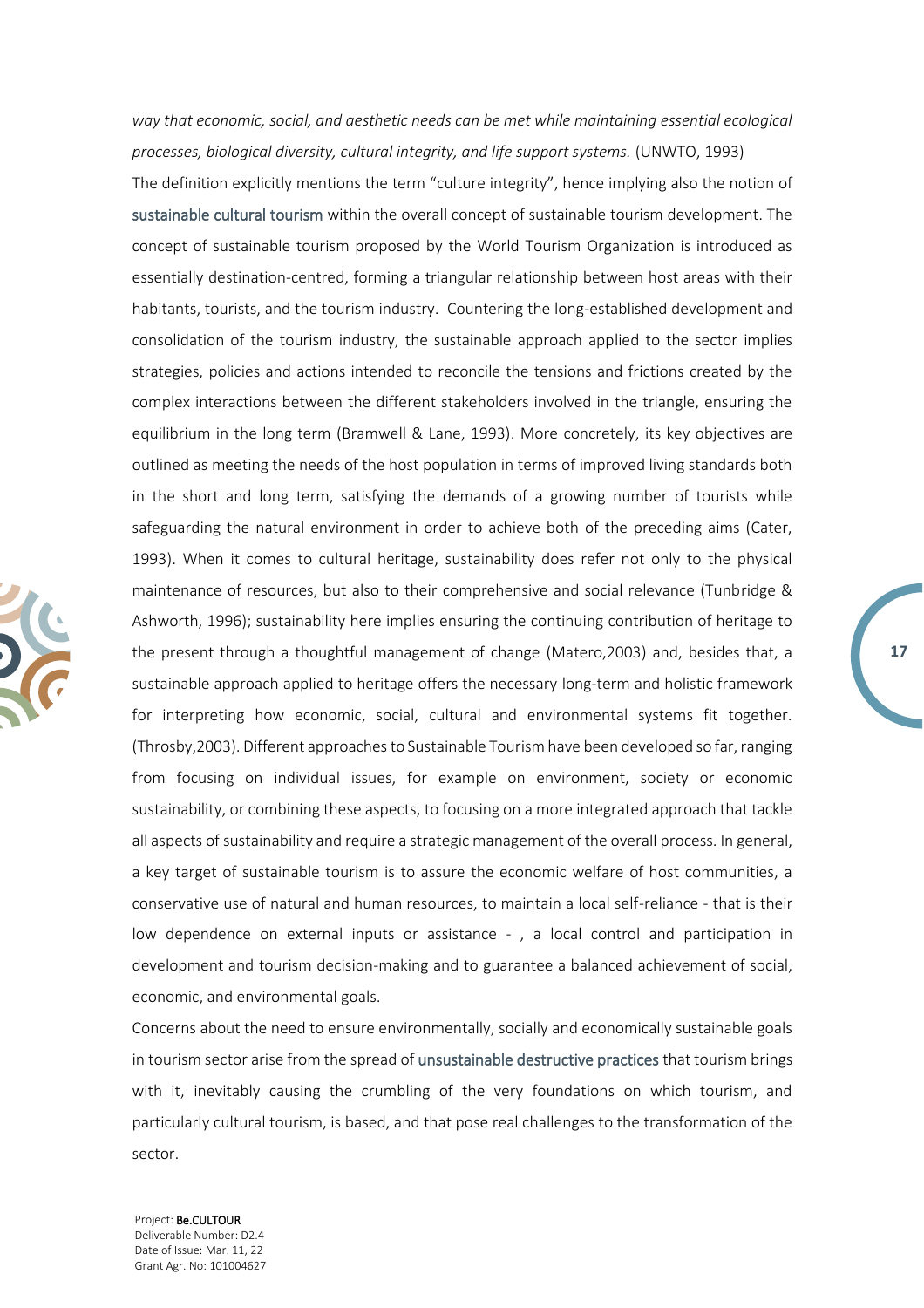*way that economic, social, and aesthetic needs can be met while maintaining essential ecological processes, biological diversity, cultural integrity, and life support systems.* (UNWTO, 1993)

The definition explicitly mentions the term "culture integrity", hence implying also the notion of sustainable cultural tourism within the overall concept of sustainable tourism development. The concept of sustainable tourism proposed by the World Tourism Organization is introduced as essentially destination-centred, forming a triangular relationship between host areas with their habitants, tourists, and the tourism industry. Countering the long-established development and consolidation of the tourism industry, the sustainable approach applied to the sector implies strategies, policies and actions intended to reconcile the tensions and frictions created by the complex interactions between the different stakeholders involved in the triangle, ensuring the equilibrium in the long term (Bramwell & Lane, 1993). More concretely, its key objectives are outlined as meeting the needs of the host population in terms of improved living standards both in the short and long term, satisfying the demands of a growing number of tourists while safeguarding the natural environment in order to achieve both of the preceding aims (Cater, 1993). When it comes to cultural heritage, sustainability does refer not only to the physical maintenance of resources, but also to their comprehensive and social relevance (Tunbridge & Ashworth, 1996); sustainability here implies ensuring the continuing contribution of heritage to the present through a thoughtful management of change (Matero,2003) and, besides that, a sustainable approach applied to heritage offers the necessary long-term and holistic framework for interpreting how economic, social, cultural and environmental systems fit together. (Throsby,2003). Different approaches to Sustainable Tourism have been developed so far, ranging from focusing on individual issues, for example on environment, society or economic sustainability, or combining these aspects, to focusing on a more integrated approach that tackle all aspects of sustainability and require a strategic management of the overall process. In general, a key target of sustainable tourism is to assure the economic welfare of host communities, a conservative use of natural and human resources, to maintain a local self-reliance - that is their low dependence on external inputs or assistance - , a local control and participation in development and tourism decision-making and to guarantee a balanced achievement of social, economic, and environmental goals.

Concerns about the need to ensure environmentally, socially and economically sustainable goals in tourism sector arise from the spread of unsustainable destructive practices that tourism brings with it, inevitably causing the crumbling of the very foundations on which tourism, and particularly cultural tourism, is based, and that pose real challenges to the transformation of the sector.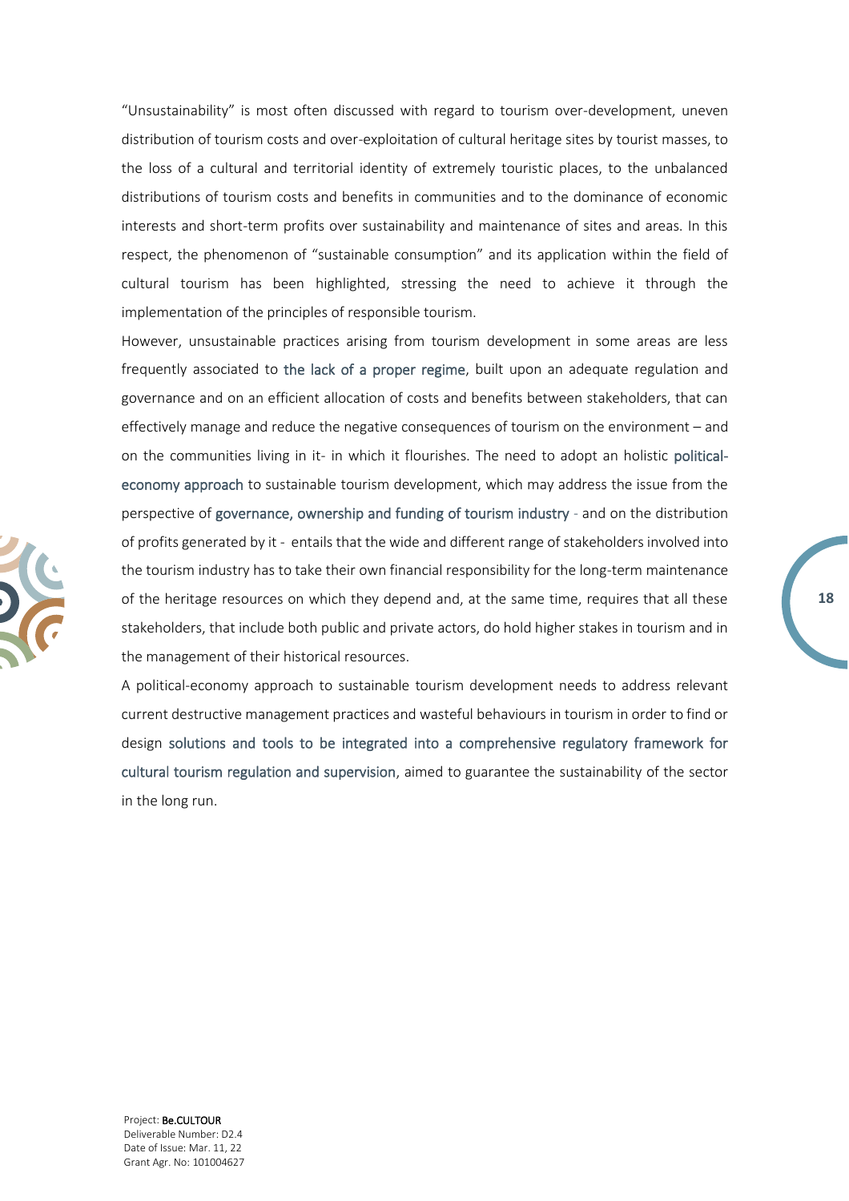"Unsustainability" is most often discussed with regard to tourism over-development, uneven distribution of tourism costs and over-exploitation of cultural heritage sites by tourist masses, to the loss of a cultural and territorial identity of extremely touristic places, to the unbalanced distributions of tourism costs and benefits in communities and to the dominance of economic interests and short-term profits over sustainability and maintenance of sites and areas. In this respect, the phenomenon of "sustainable consumption" and its application within the field of cultural tourism has been highlighted, stressing the need to achieve it through the implementation of the principles of responsible tourism.

However, unsustainable practices arising from tourism development in some areas are less frequently associated to the lack of a proper regime, built upon an adequate regulation and governance and on an efficient allocation of costs and benefits between stakeholders, that can effectively manage and reduce the negative consequences of tourism on the environment – and on the communities living in it- in which it flourishes. The need to adopt an holistic political-economy approach to sustainable tourism development, which may address the issue from the perspective of governance, ownership and funding of tourism industry - and on the distribution of profits generated by it - entails that the wide and different range of stakeholders involved into the tourism industry has to take their own financial responsibility for the long-term maintenance of the heritage resources on which they depend and, at the same time, requires that all these stakeholders, that include both public and private actors, do hold higher stakes in tourism and in the management of their historical resources.

A political-economy approach to sustainable tourism development needs to address relevant current destructive management practices and wasteful behaviours in tourism in order to find or design solutions and tools to be integrated into a comprehensive regulatory framework for cultural tourism regulation and supervision, aimed to guarantee the sustainability of the sector in the long run.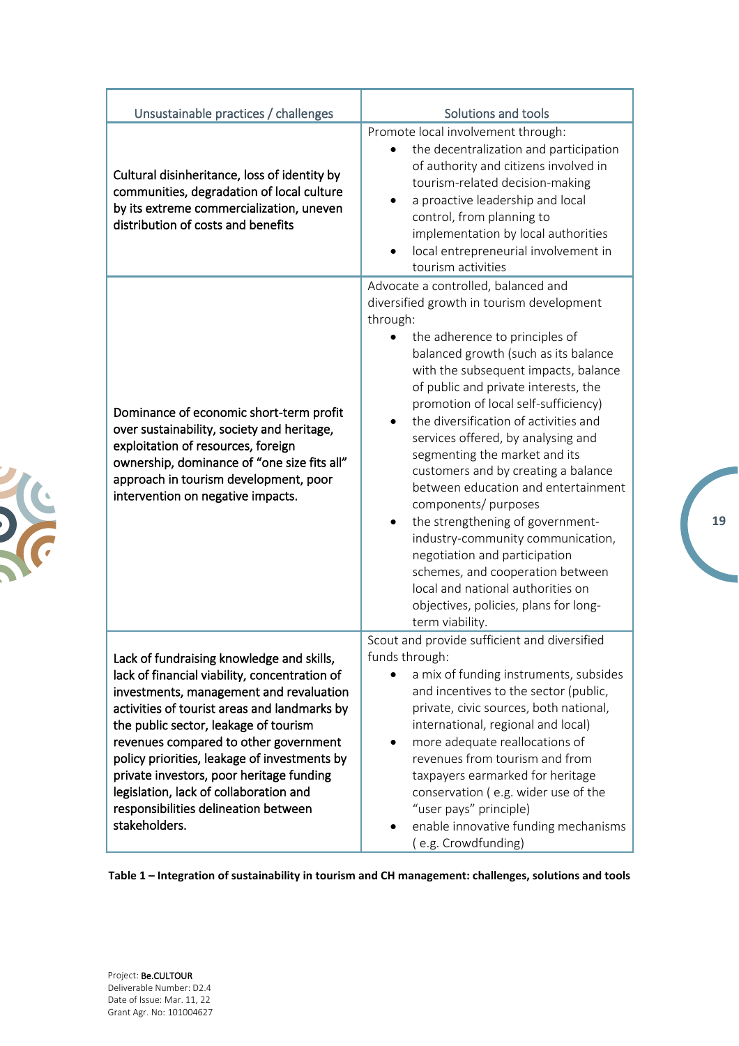| Unsustainable practices / challenges | Solutions and tools |
|---|---|
| Cultural disinheritance, loss of identity by communities, degradation of local culture by its extreme commercialization, uneven distribution of costs and benefits | Promote local involvement through:<br>• the decentralization and participation of authority and citizens involved in tourism-related decision-making<br>• a proactive leadership and local control, from planning to implementation by local authorities<br>• local entrepreneurial involvement in tourism activities |
| Dominance of economic short-term profit over sustainability, society and heritage, exploitation of resources, foreign ownership, dominance of "one size fits all" approach in tourism development, poor intervention on negative impacts. | Advocate a controlled, balanced and diversified growth in tourism development through:<br>• the adherence to principles of balanced growth (such as its balance with the subsequent impacts, balance of public and private interests, the promotion of local self-sufficiency)<br>• the diversification of activities and services offered, by analysing and segmenting the market and its customers and by creating a balance between education and entertainment components/ purposes<br>• the strengthening of government-industry-community communication, negotiation and participation schemes, and cooperation between local and national authorities on objectives, policies, plans for long-term viability. |
| Lack of fundraising knowledge and skills, lack of financial viability, concentration of investments, management and revaluation activities of tourist areas and landmarks by the public sector, leakage of tourism revenues compared to other government policy priorities, leakage of investments by private investors, poor heritage funding legislation, lack of collaboration and responsibilities delineation between stakeholders. | Scout and provide sufficient and diversified funds through:<br>• a mix of funding instruments, subsides and incentives to the sector (public, private, civic sources, both national, international, regional and local)<br>• more adequate reallocations of revenues from tourism and from taxpayers earmarked for heritage conservation ( e.g. wider use of the "user pays" principle)<br>• enable innovative funding mechanisms ( e.g. Crowdfunding) |

**Table 1 – Integration of sustainability in tourism and CH management: challenges, solutions and tools**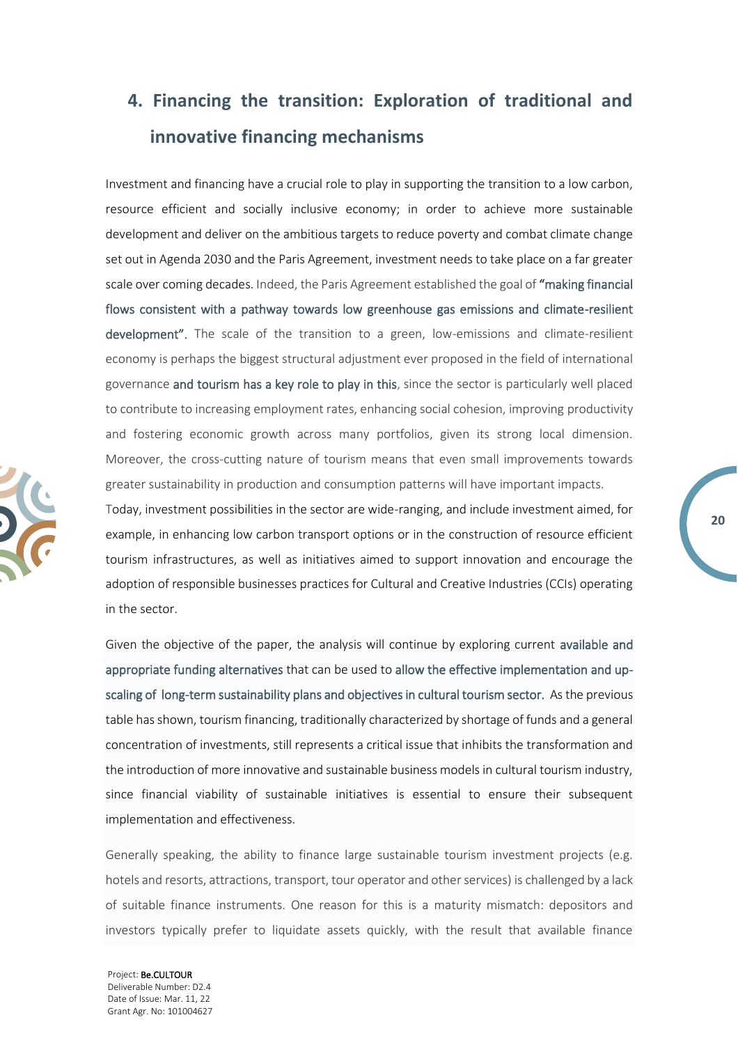# 4. Financing the transition: Exploration of traditional and innovative financing mechanisms

Investment and financing have a crucial role to play in supporting the transition to a low carbon, resource efficient and socially inclusive economy; in order to achieve more sustainable development and deliver on the ambitious targets to reduce poverty and combat climate change set out in Agenda 2030 and the Paris Agreement, investment needs to take place on a far greater scale over coming decades. Indeed, the Paris Agreement established the goal of "making financial flows consistent with a pathway towards low greenhouse gas emissions and climate-resilient development". The scale of the transition to a green, low-emissions and climate-resilient economy is perhaps the biggest structural adjustment ever proposed in the field of international governance and tourism has a key role to play in this, since the sector is particularly well placed to contribute to increasing employment rates, enhancing social cohesion, improving productivity and fostering economic growth across many portfolios, given its strong local dimension. Moreover, the cross-cutting nature of tourism means that even small improvements towards greater sustainability in production and consumption patterns will have important impacts.

Today, investment possibilities in the sector are wide-ranging, and include investment aimed, for example, in enhancing low carbon transport options or in the construction of resource efficient tourism infrastructures, as well as initiatives aimed to support innovation and encourage the adoption of responsible businesses practices for Cultural and Creative Industries (CCIs) operating in the sector.

Given the objective of the paper, the analysis will continue by exploring current available and appropriate funding alternatives that can be used to allow the effective implementation and up-scaling of long-term sustainability plans and objectives in cultural tourism sector. As the previous table has shown, tourism financing, traditionally characterized by shortage of funds and a general concentration of investments, still represents a critical issue that inhibits the transformation and the introduction of more innovative and sustainable business models in cultural tourism industry, since financial viability of sustainable initiatives is essential to ensure their subsequent implementation and effectiveness.

Generally speaking, the ability to finance large sustainable tourism investment projects (e.g. hotels and resorts, attractions, transport, tour operator and other services) is challenged by a lack of suitable finance instruments. One reason for this is a maturity mismatch: depositors and investors typically prefer to liquidate assets quickly, with the result that available finance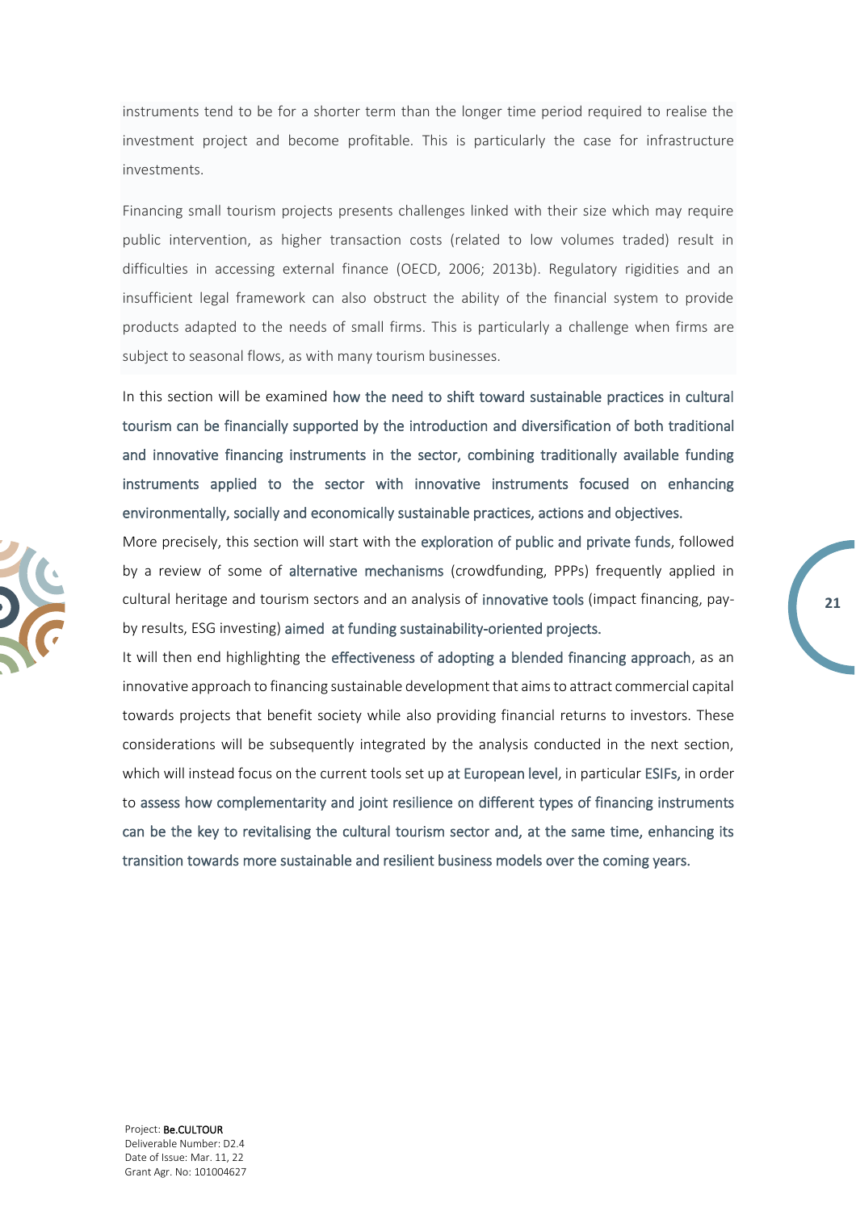instruments tend to be for a shorter term than the longer time period required to realise the investment project and become profitable. This is particularly the case for infrastructure investments.

Financing small tourism projects presents challenges linked with their size which may require public intervention, as higher transaction costs (related to low volumes traded) result in difficulties in accessing external finance (OECD, 2006; 2013b). Regulatory rigidities and an insufficient legal framework can also obstruct the ability of the financial system to provide products adapted to the needs of small firms. This is particularly a challenge when firms are subject to seasonal flows, as with many tourism businesses.

In this section will be examined how the need to shift toward sustainable practices in cultural tourism can be financially supported by the introduction and diversification of both traditional and innovative financing instruments in the sector, combining traditionally available funding instruments applied to the sector with innovative instruments focused on enhancing environmentally, socially and economically sustainable practices, actions and objectives.

More precisely, this section will start with the exploration of public and private funds, followed by a review of some of alternative mechanisms (crowdfunding, PPPs) frequently applied in cultural heritage and tourism sectors and an analysis of innovative tools (impact financing, pay-by results, ESG investing) aimed at funding sustainability-oriented projects.

It will then end highlighting the effectiveness of adopting a blended financing approach, as an innovative approach to financing sustainable development that aims to attract commercial capital towards projects that benefit society while also providing financial returns to investors. These considerations will be subsequently integrated by the analysis conducted in the next section, which will instead focus on the current tools set up at European level, in particular ESIFs, in order to assess how complementarity and joint resilience on different types of financing instruments can be the key to revitalising the cultural tourism sector and, at the same time, enhancing its transition towards more sustainable and resilient business models over the coming years.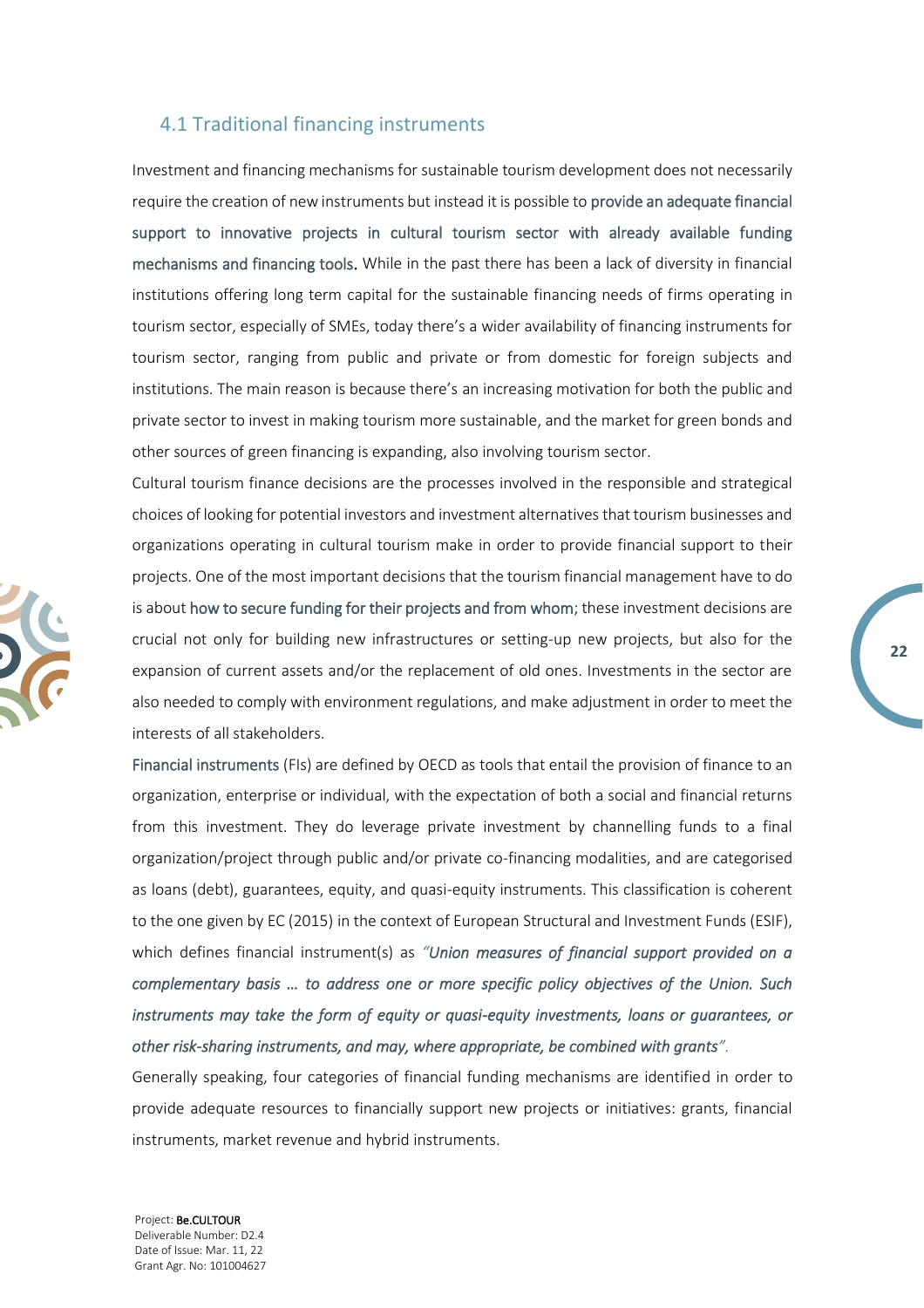## 4.1 Traditional financing instruments

Investment and financing mechanisms for sustainable tourism development does not necessarily require the creation of new instruments but instead it is possible to provide an adequate financial support to innovative projects in cultural tourism sector with already available funding mechanisms and financing tools. While in the past there has been a lack of diversity in financial institutions offering long term capital for the sustainable financing needs of firms operating in tourism sector, especially of SMEs, today there's a wider availability of financing instruments for tourism sector, ranging from public and private or from domestic for foreign subjects and institutions. The main reason is because there's an increasing motivation for both the public and private sector to invest in making tourism more sustainable, and the market for green bonds and other sources of green financing is expanding, also involving tourism sector.

Cultural tourism finance decisions are the processes involved in the responsible and strategical choices of looking for potential investors and investment alternatives that tourism businesses and organizations operating in cultural tourism make in order to provide financial support to their projects. One of the most important decisions that the tourism financial management have to do is about how to secure funding for their projects and from whom; these investment decisions are crucial not only for building new infrastructures or setting-up new projects, but also for the expansion of current assets and/or the replacement of old ones. Investments in the sector are also needed to comply with environment regulations, and make adjustment in order to meet the interests of all stakeholders.

Financial instruments (FIs) are defined by OECD as tools that entail the provision of finance to an organization, enterprise or individual, with the expectation of both a social and financial returns from this investment. They do leverage private investment by channelling funds to a final organization/project through public and/or private co-financing modalities, and are categorised as loans (debt), guarantees, equity, and quasi-equity instruments. This classification is coherent to the one given by EC (2015) in the context of European Structural and Investment Funds (ESIF), which defines financial instrument(s) as *"Union measures of financial support provided on a complementary basis … to address one or more specific policy objectives of the Union. Such instruments may take the form of equity or quasi-equity investments, loans or guarantees, or other risk-sharing instruments, and may, where appropriate, be combined with grants".*

Generally speaking, four categories of financial funding mechanisms are identified in order to provide adequate resources to financially support new projects or initiatives: grants, financial instruments, market revenue and hybrid instruments.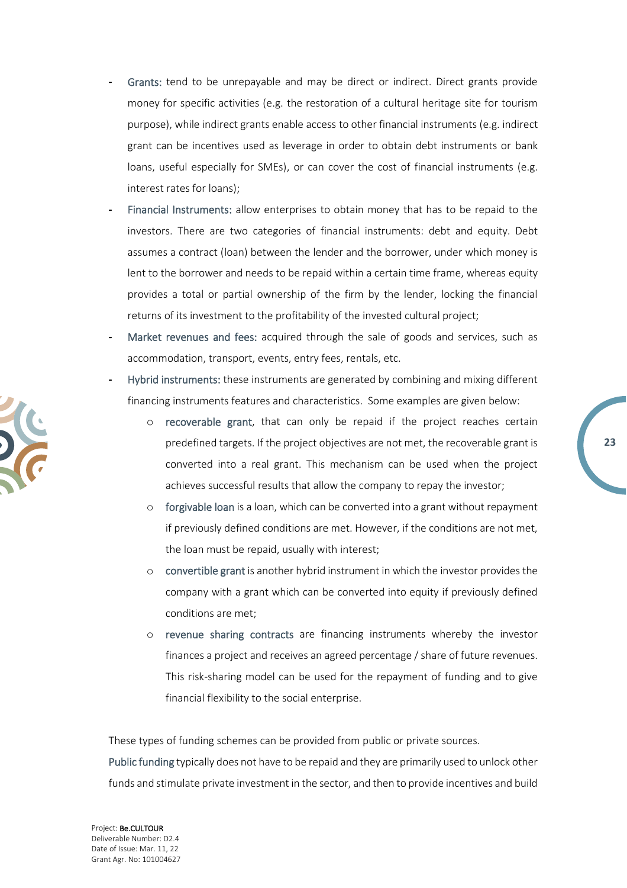- Grants: tend to be unrepayable and may be direct or indirect. Direct grants provide money for specific activities (e.g. the restoration of a cultural heritage site for tourism purpose), while indirect grants enable access to other financial instruments (e.g. indirect grant can be incentives used as leverage in order to obtain debt instruments or bank loans, useful especially for SMEs), or can cover the cost of financial instruments (e.g. interest rates for loans);
- Financial Instruments: allow enterprises to obtain money that has to be repaid to the investors. There are two categories of financial instruments: debt and equity. Debt assumes a contract (loan) between the lender and the borrower, under which money is lent to the borrower and needs to be repaid within a certain time frame, whereas equity provides a total or partial ownership of the firm by the lender, locking the financial returns of its investment to the profitability of the invested cultural project;
- Market revenues and fees: acquired through the sale of goods and services, such as accommodation, transport, events, entry fees, rentals, etc.
- Hybrid instruments: these instruments are generated by combining and mixing different financing instruments features and characteristics. Some examples are given below:
  - recoverable grant, that can only be repaid if the project reaches certain predefined targets. If the project objectives are not met, the recoverable grant is converted into a real grant. This mechanism can be used when the project achieves successful results that allow the company to repay the investor;
  - forgivable loan is a loan, which can be converted into a grant without repayment if previously defined conditions are met. However, if the conditions are not met, the loan must be repaid, usually with interest;
  - convertible grant is another hybrid instrument in which the investor provides the company with a grant which can be converted into equity if previously defined conditions are met;
  - revenue sharing contracts are financing instruments whereby the investor finances a project and receives an agreed percentage / share of future revenues. This risk-sharing model can be used for the repayment of funding and to give financial flexibility to the social enterprise.

These types of funding schemes can be provided from public or private sources.

Public funding typically does not have to be repaid and they are primarily used to unlock other funds and stimulate private investment in the sector, and then to provide incentives and build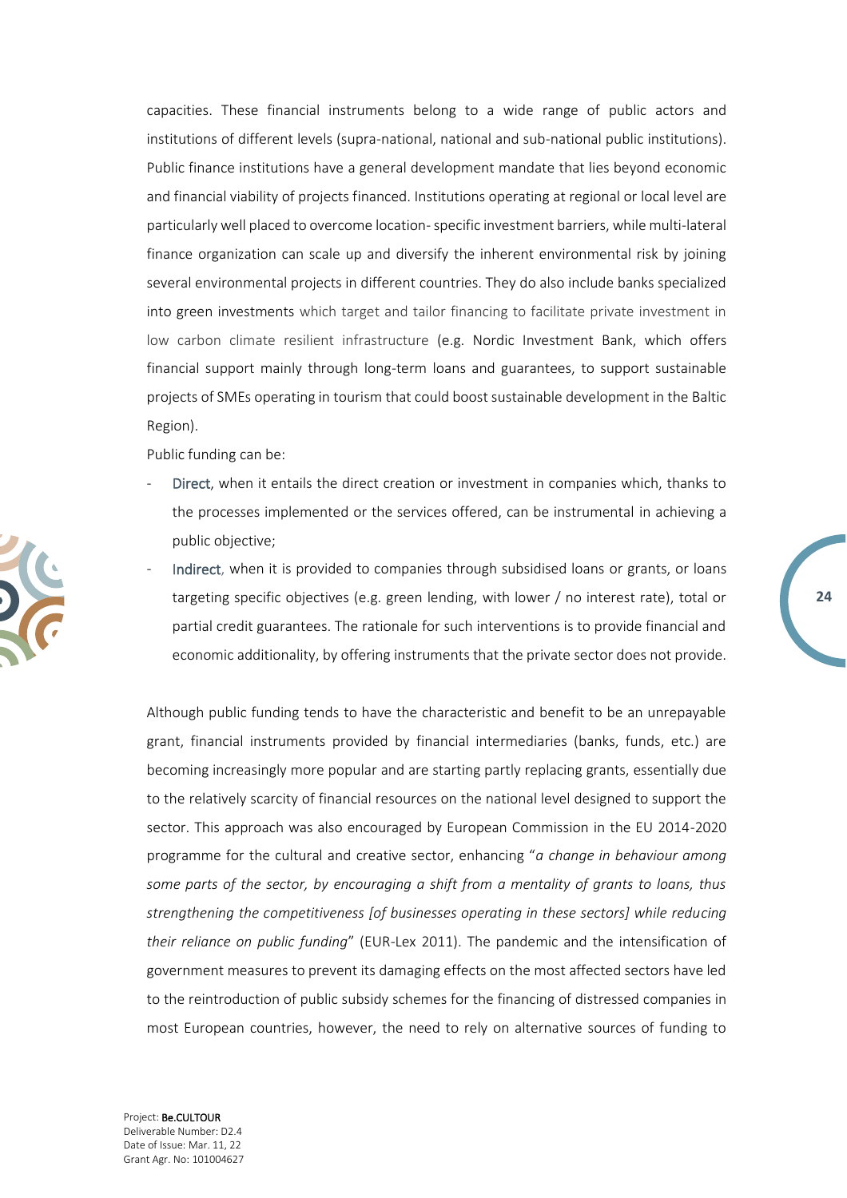capacities. These financial instruments belong to a wide range of public actors and institutions of different levels (supra-national, national and sub-national public institutions). Public finance institutions have a general development mandate that lies beyond economic and financial viability of projects financed. Institutions operating at regional or local level are particularly well placed to overcome location- specific investment barriers, while multi-lateral finance organization can scale up and diversify the inherent environmental risk by joining several environmental projects in different countries. They do also include banks specialized into green investments which target and tailor financing to facilitate private investment in low carbon climate resilient infrastructure (e.g. Nordic Investment Bank, which offers financial support mainly through long-term loans and guarantees, to support sustainable projects of SMEs operating in tourism that could boost sustainable development in the Baltic Region).

Public funding can be:

- Direct, when it entails the direct creation or investment in companies which, thanks to the processes implemented or the services offered, can be instrumental in achieving a public objective;
- Indirect, when it is provided to companies through subsidised loans or grants, or loans targeting specific objectives (e.g. green lending, with lower / no interest rate), total or partial credit guarantees. The rationale for such interventions is to provide financial and economic additionality, by offering instruments that the private sector does not provide.

Although public funding tends to have the characteristic and benefit to be an unrepayable grant, financial instruments provided by financial intermediaries (banks, funds, etc.) are becoming increasingly more popular and are starting partly replacing grants, essentially due to the relatively scarcity of financial resources on the national level designed to support the sector. This approach was also encouraged by European Commission in the EU 2014-2020 programme for the cultural and creative sector, enhancing "*a change in behaviour among some parts of the sector, by encouraging a shift from a mentality of grants to loans, thus strengthening the competitiveness [of businesses operating in these sectors] while reducing their reliance on public funding*" (EUR-Lex 2011). The pandemic and the intensification of government measures to prevent its damaging effects on the most affected sectors have led to the reintroduction of public subsidy schemes for the financing of distressed companies in most European countries, however, the need to rely on alternative sources of funding to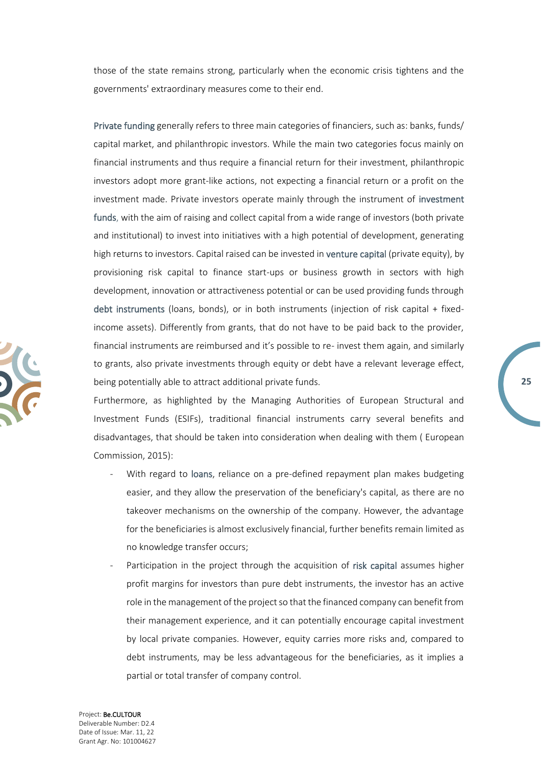those of the state remains strong, particularly when the economic crisis tightens and the governments' extraordinary measures come to their end.

Private funding generally refers to three main categories of financiers, such as: banks, funds/ capital market, and philanthropic investors. While the main two categories focus mainly on financial instruments and thus require a financial return for their investment, philanthropic investors adopt more grant-like actions, not expecting a financial return or a profit on the investment made. Private investors operate mainly through the instrument of investment funds, with the aim of raising and collect capital from a wide range of investors (both private and institutional) to invest into initiatives with a high potential of development, generating high returns to investors. Capital raised can be invested in venture capital (private equity), by provisioning risk capital to finance start-ups or business growth in sectors with high development, innovation or attractiveness potential or can be used providing funds through debt instruments (loans, bonds), or in both instruments (injection of risk capital + fixed-income assets). Differently from grants, that do not have to be paid back to the provider, financial instruments are reimbursed and it's possible to re- invest them again, and similarly to grants, also private investments through equity or debt have a relevant leverage effect, being potentially able to attract additional private funds.

Furthermore, as highlighted by the Managing Authorities of European Structural and Investment Funds (ESIFs), traditional financial instruments carry several benefits and disadvantages, that should be taken into consideration when dealing with them ( European Commission, 2015):

- With regard to loans, reliance on a pre-defined repayment plan makes budgeting easier, and they allow the preservation of the beneficiary's capital, as there are no takeover mechanisms on the ownership of the company. However, the advantage for the beneficiaries is almost exclusively financial, further benefits remain limited as no knowledge transfer occurs;
- Participation in the project through the acquisition of risk capital assumes higher profit margins for investors than pure debt instruments, the investor has an active role in the management of the project so that the financed company can benefit from their management experience, and it can potentially encourage capital investment by local private companies. However, equity carries more risks and, compared to debt instruments, may be less advantageous for the beneficiaries, as it implies a partial or total transfer of company control.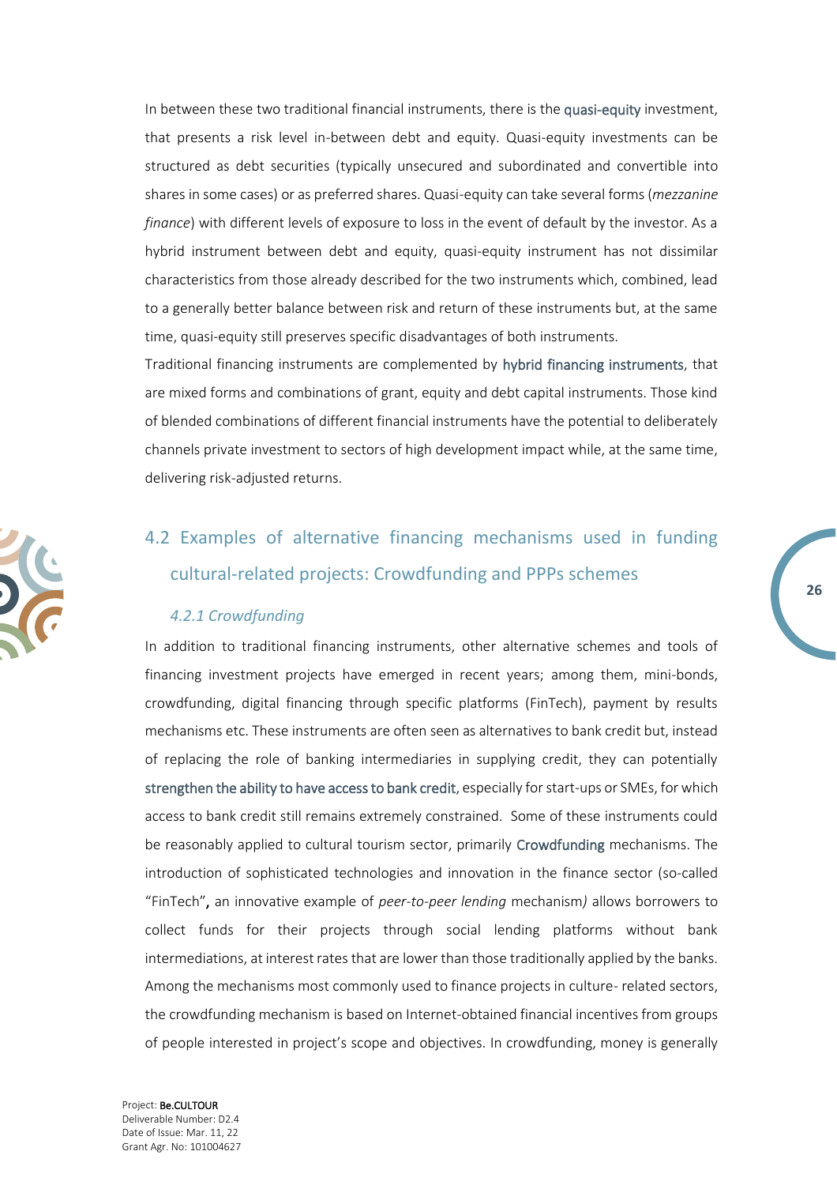In between these two traditional financial instruments, there is the quasi-equity investment, that presents a risk level in-between debt and equity. Quasi-equity investments can be structured as debt securities (typically unsecured and subordinated and convertible into shares in some cases) or as preferred shares. Quasi-equity can take several forms (*mezzanine finance*) with different levels of exposure to loss in the event of default by the investor. As a hybrid instrument between debt and equity, quasi-equity instrument has not dissimilar characteristics from those already described for the two instruments which, combined, lead to a generally better balance between risk and return of these instruments but, at the same time, quasi-equity still preserves specific disadvantages of both instruments.

Traditional financing instruments are complemented by hybrid financing instruments, that are mixed forms and combinations of grant, equity and debt capital instruments. Those kind of blended combinations of different financial instruments have the potential to deliberately channels private investment to sectors of high development impact while, at the same time, delivering risk-adjusted returns.

## 4.2 Examples of alternative financing mechanisms used in funding cultural-related projects: Crowdfunding and PPPs schemes

### *4.2.1 Crowdfunding*

In addition to traditional financing instruments, other alternative schemes and tools of financing investment projects have emerged in recent years; among them, mini-bonds, crowdfunding, digital financing through specific platforms (FinTech), payment by results mechanisms etc. These instruments are often seen as alternatives to bank credit but, instead of replacing the role of banking intermediaries in supplying credit, they can potentially strengthen the ability to have access to bank credit, especially for start-ups or SMEs, for which access to bank credit still remains extremely constrained. Some of these instruments could be reasonably applied to cultural tourism sector, primarily Crowdfunding mechanisms. The introduction of sophisticated technologies and innovation in the finance sector (so-called "FinTech", an innovative example of *peer-to-peer lending* mechanism*)* allows borrowers to collect funds for their projects through social lending platforms without bank intermediations, at interest rates that are lower than those traditionally applied by the banks. Among the mechanisms most commonly used to finance projects in culture- related sectors, the crowdfunding mechanism is based on Internet-obtained financial incentives from groups of people interested in project's scope and objectives. In crowdfunding, money is generally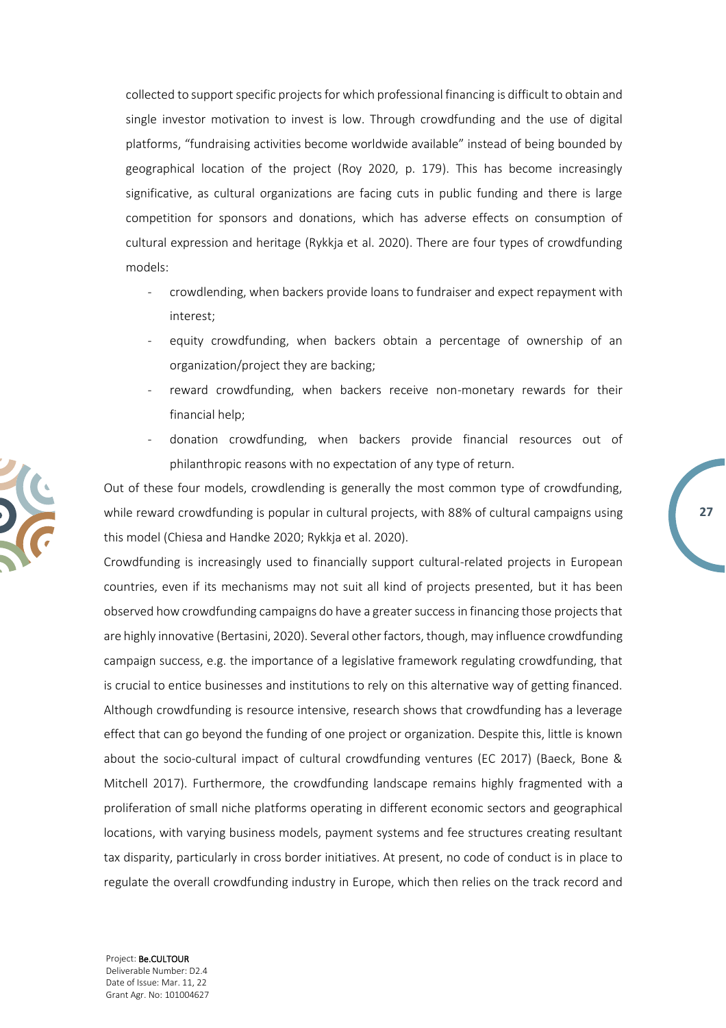collected to support specific projects for which professional financing is difficult to obtain and single investor motivation to invest is low. Through crowdfunding and the use of digital platforms, "fundraising activities become worldwide available" instead of being bounded by geographical location of the project (Roy 2020, p. 179). This has become increasingly significative, as cultural organizations are facing cuts in public funding and there is large competition for sponsors and donations, which has adverse effects on consumption of cultural expression and heritage (Rykkja et al. 2020). There are four types of crowdfunding models:

- crowdlending, when backers provide loans to fundraiser and expect repayment with interest;
- equity crowdfunding, when backers obtain a percentage of ownership of an organization/project they are backing;
- reward crowdfunding, when backers receive non-monetary rewards for their financial help;
- donation crowdfunding, when backers provide financial resources out of philanthropic reasons with no expectation of any type of return.

Out of these four models, crowdlending is generally the most common type of crowdfunding, while reward crowdfunding is popular in cultural projects, with 88% of cultural campaigns using this model (Chiesa and Handke 2020; Rykkja et al. 2020).

Crowdfunding is increasingly used to financially support cultural-related projects in European countries, even if its mechanisms may not suit all kind of projects presented, but it has been observed how crowdfunding campaigns do have a greater success in financing those projects that are highly innovative (Bertasini, 2020). Several other factors, though, may influence crowdfunding campaign success, e.g. the importance of a legislative framework regulating crowdfunding, that is crucial to entice businesses and institutions to rely on this alternative way of getting financed. Although crowdfunding is resource intensive, research shows that crowdfunding has a leverage effect that can go beyond the funding of one project or organization. Despite this, little is known about the socio-cultural impact of cultural crowdfunding ventures (EC 2017) (Baeck, Bone & Mitchell 2017). Furthermore, the crowdfunding landscape remains highly fragmented with a proliferation of small niche platforms operating in different economic sectors and geographical locations, with varying business models, payment systems and fee structures creating resultant tax disparity, particularly in cross border initiatives. At present, no code of conduct is in place to regulate the overall crowdfunding industry in Europe, which then relies on the track record and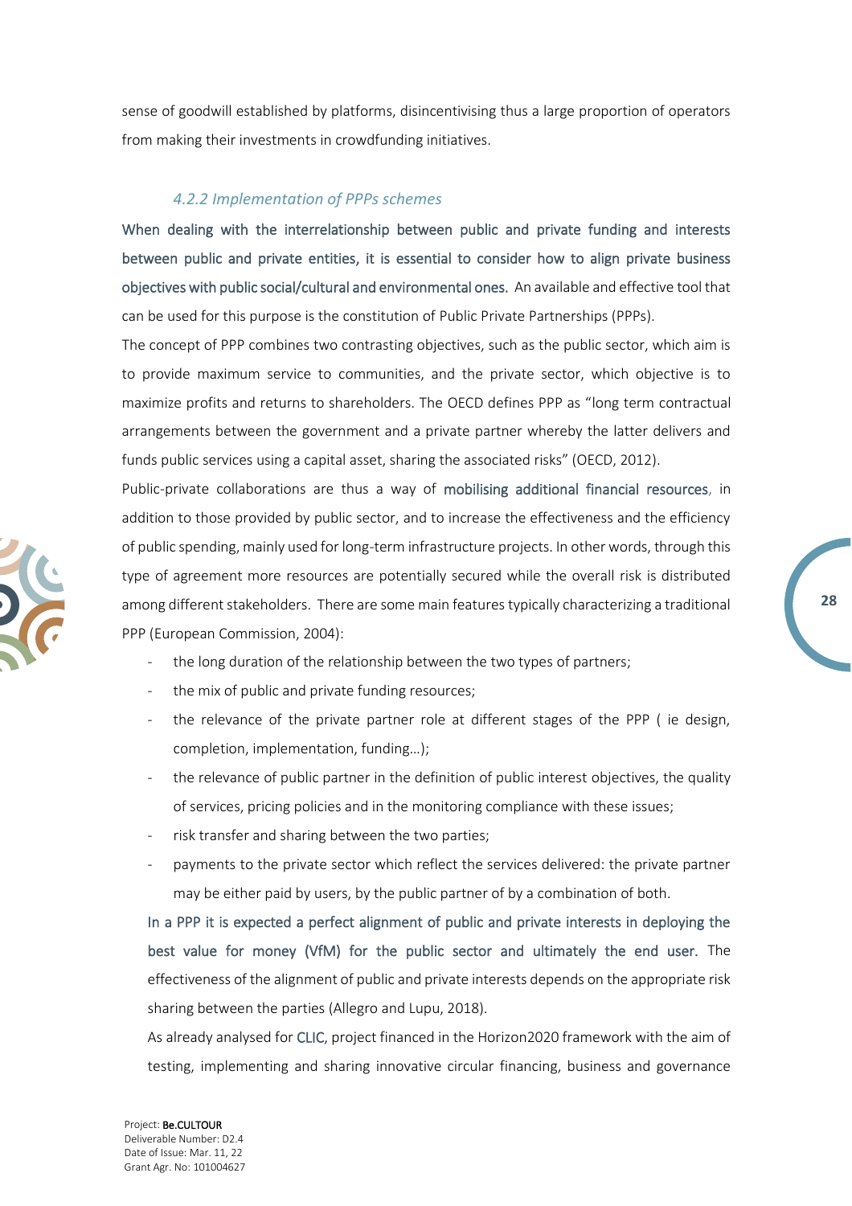sense of goodwill established by platforms, disincentivising thus a large proportion of operators from making their investments in crowdfunding initiatives.

### *4.2.2 Implementation of PPPs schemes*

When dealing with the interrelationship between public and private funding and interests between public and private entities, it is essential to consider how to align private business objectives with public social/cultural and environmental ones. An available and effective tool that can be used for this purpose is the constitution of Public Private Partnerships (PPPs).

The concept of PPP combines two contrasting objectives, such as the public sector, which aim is to provide maximum service to communities, and the private sector, which objective is to maximize profits and returns to shareholders. The OECD defines PPP as "long term contractual arrangements between the government and a private partner whereby the latter delivers and funds public services using a capital asset, sharing the associated risks" (OECD, 2012).

Public-private collaborations are thus a way of mobilising additional financial resources, in addition to those provided by public sector, and to increase the effectiveness and the efficiency of public spending, mainly used for long-term infrastructure projects. In other words, through this type of agreement more resources are potentially secured while the overall risk is distributed among different stakeholders. There are some main features typically characterizing a traditional PPP (European Commission, 2004):

- the long duration of the relationship between the two types of partners;
- the mix of public and private funding resources;
- the relevance of the private partner role at different stages of the PPP ( ie design, completion, implementation, funding…);
- the relevance of public partner in the definition of public interest objectives, the quality of services, pricing policies and in the monitoring compliance with these issues;
- risk transfer and sharing between the two parties;
- payments to the private sector which reflect the services delivered: the private partner may be either paid by users, by the public partner of by a combination of both.

In a PPP it is expected a perfect alignment of public and private interests in deploying the best value for money (VfM) for the public sector and ultimately the end user. The effectiveness of the alignment of public and private interests depends on the appropriate risk sharing between the parties (Allegro and Lupu, 2018).

As already analysed for CLIC, project financed in the Horizon2020 framework with the aim of testing, implementing and sharing innovative circular financing, business and governance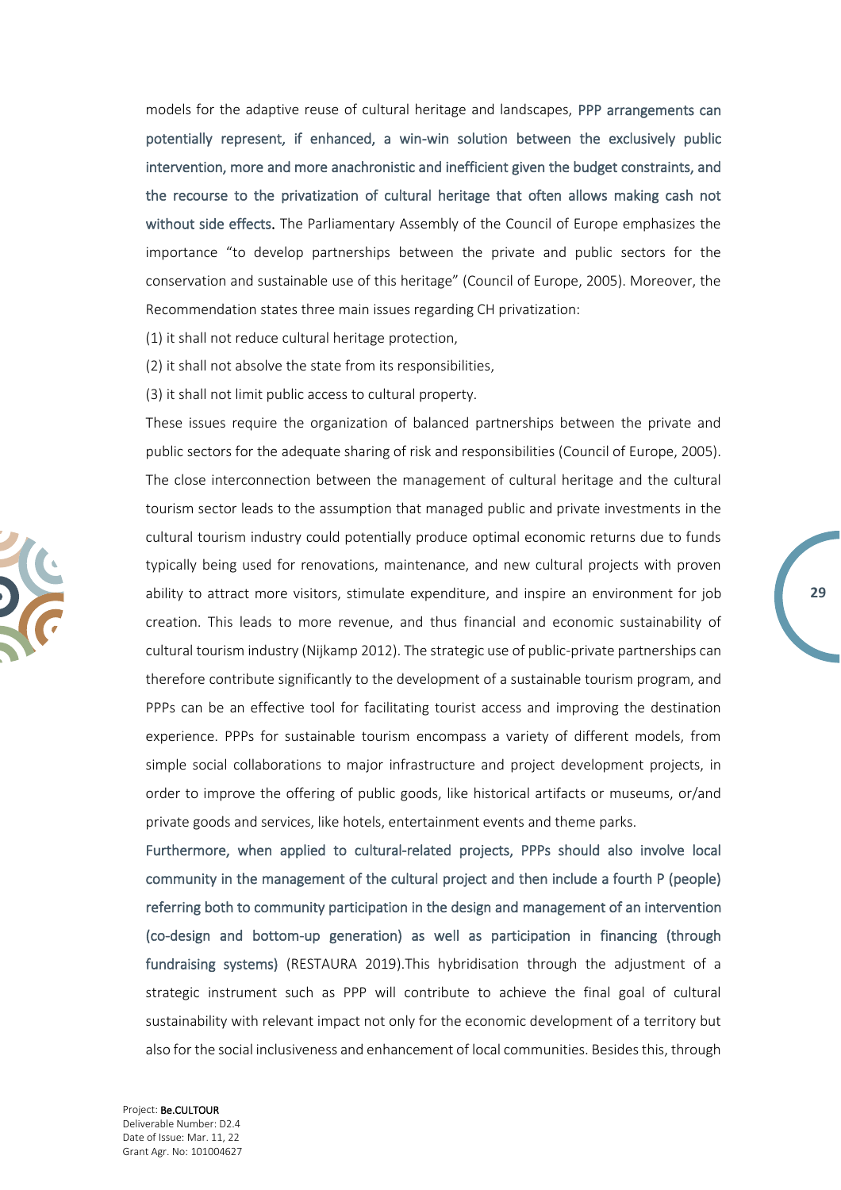models for the adaptive reuse of cultural heritage and landscapes, PPP arrangements can potentially represent, if enhanced, a win-win solution between the exclusively public intervention, more and more anachronistic and inefficient given the budget constraints, and the recourse to the privatization of cultural heritage that often allows making cash not without side effects. The Parliamentary Assembly of the Council of Europe emphasizes the importance "to develop partnerships between the private and public sectors for the conservation and sustainable use of this heritage" (Council of Europe, 2005). Moreover, the Recommendation states three main issues regarding CH privatization:

(1) it shall not reduce cultural heritage protection,

(2) it shall not absolve the state from its responsibilities,

(3) it shall not limit public access to cultural property.

These issues require the organization of balanced partnerships between the private and public sectors for the adequate sharing of risk and responsibilities (Council of Europe, 2005). The close interconnection between the management of cultural heritage and the cultural tourism sector leads to the assumption that managed public and private investments in the cultural tourism industry could potentially produce optimal economic returns due to funds typically being used for renovations, maintenance, and new cultural projects with proven ability to attract more visitors, stimulate expenditure, and inspire an environment for job creation. This leads to more revenue, and thus financial and economic sustainability of cultural tourism industry (Nijkamp 2012). The strategic use of public-private partnerships can therefore contribute significantly to the development of a sustainable tourism program, and PPPs can be an effective tool for facilitating tourist access and improving the destination experience. PPPs for sustainable tourism encompass a variety of different models, from simple social collaborations to major infrastructure and project development projects, in order to improve the offering of public goods, like historical artifacts or museums, or/and private goods and services, like hotels, entertainment events and theme parks.

Furthermore, when applied to cultural-related projects, PPPs should also involve local community in the management of the cultural project and then include a fourth P (people) referring both to community participation in the design and management of an intervention (co-design and bottom-up generation) as well as participation in financing (through fundraising systems) (RESTAURA 2019).This hybridisation through the adjustment of a strategic instrument such as PPP will contribute to achieve the final goal of cultural sustainability with relevant impact not only for the economic development of a territory but also for the social inclusiveness and enhancement of local communities. Besides this, through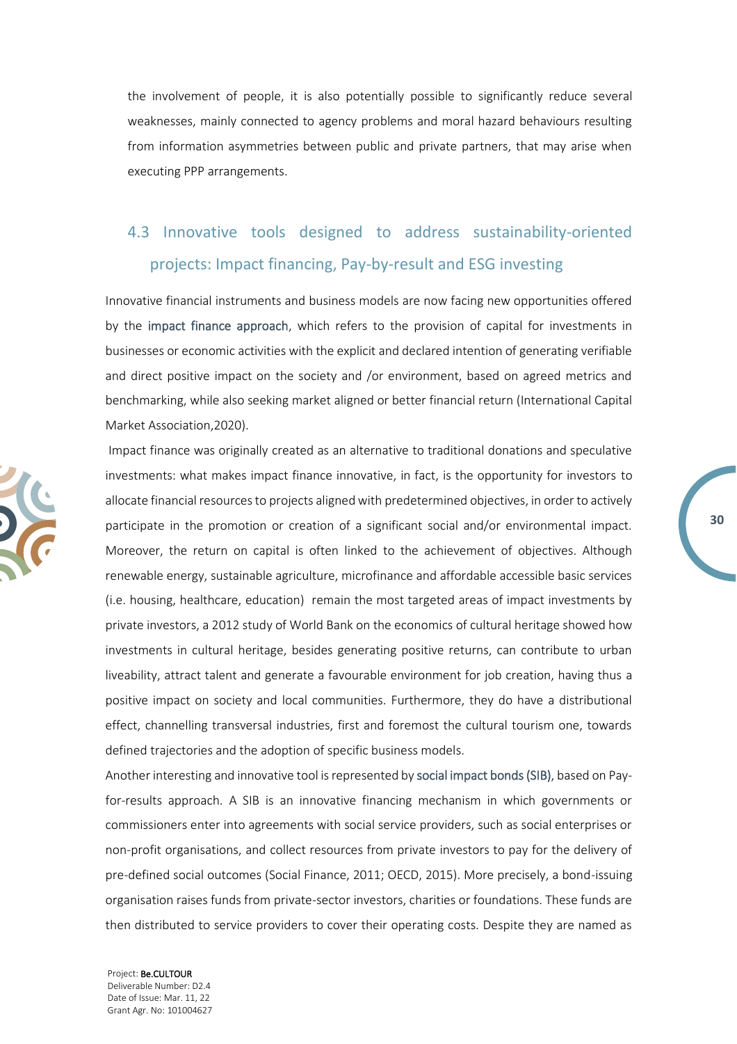the involvement of people, it is also potentially possible to significantly reduce several weaknesses, mainly connected to agency problems and moral hazard behaviours resulting from information asymmetries between public and private partners, that may arise when executing PPP arrangements.

## 4.3 Innovative tools designed to address sustainability-oriented projects: Impact financing, Pay-by-result and ESG investing

Innovative financial instruments and business models are now facing new opportunities offered by the impact finance approach, which refers to the provision of capital for investments in businesses or economic activities with the explicit and declared intention of generating verifiable and direct positive impact on the society and /or environment, based on agreed metrics and benchmarking, while also seeking market aligned or better financial return (International Capital Market Association,2020).

Impact finance was originally created as an alternative to traditional donations and speculative investments: what makes impact finance innovative, in fact, is the opportunity for investors to allocate financial resources to projects aligned with predetermined objectives, in order to actively participate in the promotion or creation of a significant social and/or environmental impact. Moreover, the return on capital is often linked to the achievement of objectives. Although renewable energy, sustainable agriculture, microfinance and affordable accessible basic services (i.e. housing, healthcare, education) remain the most targeted areas of impact investments by private investors, a 2012 study of World Bank on the economics of cultural heritage showed how investments in cultural heritage, besides generating positive returns, can contribute to urban liveability, attract talent and generate a favourable environment for job creation, having thus a positive impact on society and local communities. Furthermore, they do have a distributional effect, channelling transversal industries, first and foremost the cultural tourism one, towards defined trajectories and the adoption of specific business models.

Another interesting and innovative tool is represented by social impact bonds (SIB), based on Pay-for-results approach. A SIB is an innovative financing mechanism in which governments or commissioners enter into agreements with social service providers, such as social enterprises or non-profit organisations, and collect resources from private investors to pay for the delivery of pre-defined social outcomes (Social Finance, 2011; OECD, 2015). More precisely, a bond-issuing organisation raises funds from private-sector investors, charities or foundations. These funds are then distributed to service providers to cover their operating costs. Despite they are named as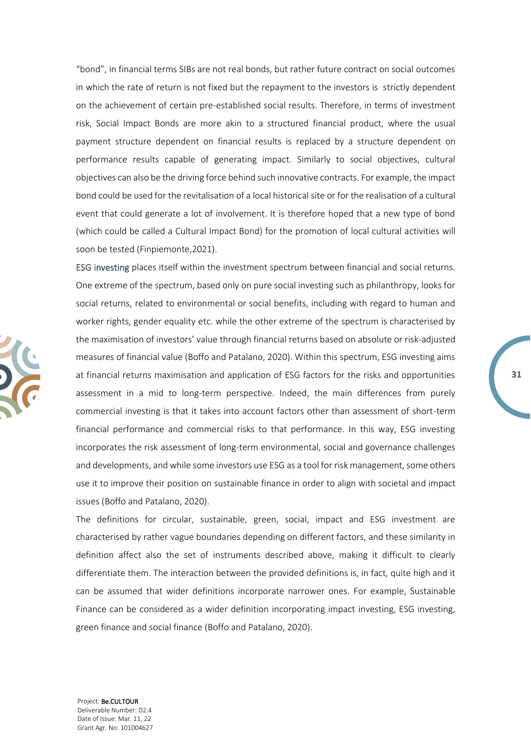"bond", in financial terms SIBs are not real bonds, but rather future contract on social outcomes in which the rate of return is not fixed but the repayment to the investors is strictly dependent on the achievement of certain pre-established social results. Therefore, in terms of investment risk, Social Impact Bonds are more akin to a structured financial product, where the usual payment structure dependent on financial results is replaced by a structure dependent on performance results capable of generating impact. Similarly to social objectives, cultural objectives can also be the driving force behind such innovative contracts. For example, the impact bond could be used for the revitalisation of a local historical site or for the realisation of a cultural event that could generate a lot of involvement. It is therefore hoped that a new type of bond (which could be called a Cultural Impact Bond) for the promotion of local cultural activities will soon be tested (Finpiemonte,2021).

ESG investing places itself within the investment spectrum between financial and social returns. One extreme of the spectrum, based only on pure social investing such as philanthropy, looks for social returns, related to environmental or social benefits, including with regard to human and worker rights, gender equality etc. while the other extreme of the spectrum is characterised by the maximisation of investors' value through financial returns based on absolute or risk-adjusted measures of financial value (Boffo and Patalano, 2020). Within this spectrum, ESG investing aims at financial returns maximisation and application of ESG factors for the risks and opportunities assessment in a mid to long-term perspective. Indeed, the main differences from purely commercial investing is that it takes into account factors other than assessment of short-term financial performance and commercial risks to that performance. In this way, ESG investing incorporates the risk assessment of long-term environmental, social and governance challenges and developments, and while some investors use ESG as a tool for risk management, some others use it to improve their position on sustainable finance in order to align with societal and impact issues (Boffo and Patalano, 2020).

The definitions for circular, sustainable, green, social, impact and ESG investment are characterised by rather vague boundaries depending on different factors, and these similarity in definition affect also the set of instruments described above, making it difficult to clearly differentiate them. The interaction between the provided definitions is, in fact, quite high and it can be assumed that wider definitions incorporate narrower ones. For example, Sustainable Finance can be considered as a wider definition incorporating impact investing, ESG investing, green finance and social finance (Boffo and Patalano, 2020).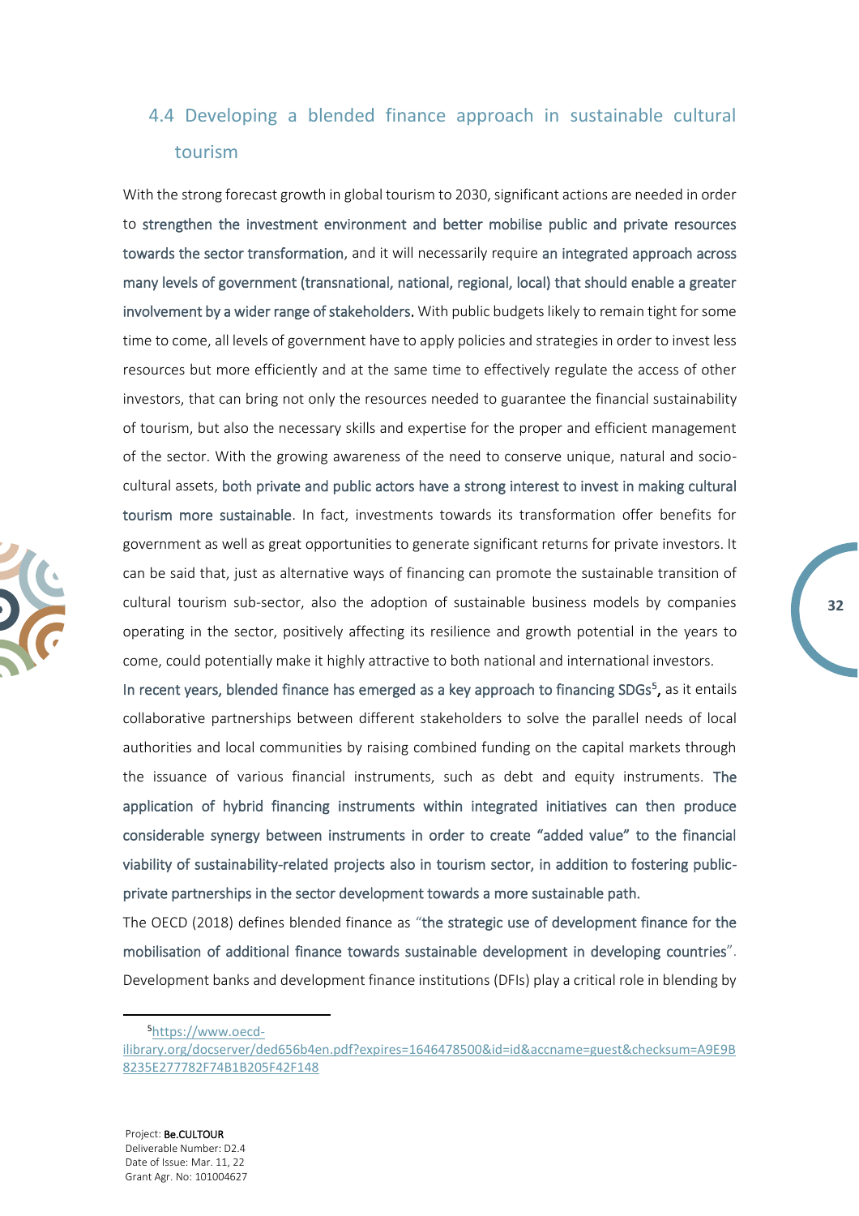## 4.4 Developing a blended finance approach in sustainable cultural tourism

With the strong forecast growth in global tourism to 2030, significant actions are needed in order to strengthen the investment environment and better mobilise public and private resources towards the sector transformation, and it will necessarily require an integrated approach across many levels of government (transnational, national, regional, local) that should enable a greater involvement by a wider range of stakeholders. With public budgets likely to remain tight for some time to come, all levels of government have to apply policies and strategies in order to invest less resources but more efficiently and at the same time to effectively regulate the access of other investors, that can bring not only the resources needed to guarantee the financial sustainability of tourism, but also the necessary skills and expertise for the proper and efficient management of the sector. With the growing awareness of the need to conserve unique, natural and socio-cultural assets, both private and public actors have a strong interest to invest in making cultural tourism more sustainable. In fact, investments towards its transformation offer benefits for government as well as great opportunities to generate significant returns for private investors. It can be said that, just as alternative ways of financing can promote the sustainable transition of cultural tourism sub-sector, also the adoption of sustainable business models by companies operating in the sector, positively affecting its resilience and growth potential in the years to come, could potentially make it highly attractive to both national and international investors.

In recent years, blended finance has emerged as a key approach to financing SDGs[5], as it entails collaborative partnerships between different stakeholders to solve the parallel needs of local authorities and local communities by raising combined funding on the capital markets through the issuance of various financial instruments, such as debt and equity instruments. The application of hybrid financing instruments within integrated initiatives can then produce considerable synergy between instruments in order to create "added value" to the financial viability of sustainability-related projects also in tourism sector, in addition to fostering public-private partnerships in the sector development towards a more sustainable path.

The OECD (2018) defines blended finance as "the strategic use of development finance for the mobilisation of additional finance towards sustainable development in developing countries". Development banks and development finance institutions (DFIs) play a critical role in blending by

---

[5] https://www.oecd-ilibrary.org/docserver/ded656b4en.pdf?expires=1646478500&id=id&accname=guest&checksum=A9E9B8235E277782F74B1B205F42F148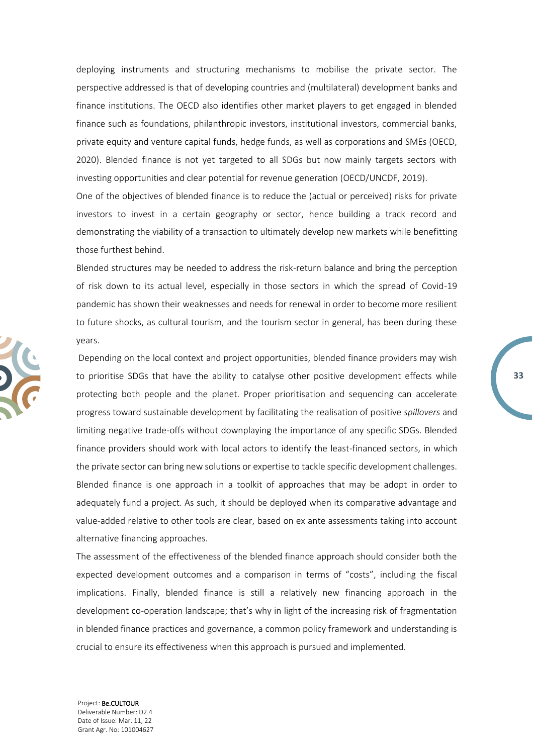deploying instruments and structuring mechanisms to mobilise the private sector. The perspective addressed is that of developing countries and (multilateral) development banks and finance institutions. The OECD also identifies other market players to get engaged in blended finance such as foundations, philanthropic investors, institutional investors, commercial banks, private equity and venture capital funds, hedge funds, as well as corporations and SMEs (OECD, 2020). Blended finance is not yet targeted to all SDGs but now mainly targets sectors with investing opportunities and clear potential for revenue generation (OECD/UNCDF, 2019).

One of the objectives of blended finance is to reduce the (actual or perceived) risks for private investors to invest in a certain geography or sector, hence building a track record and demonstrating the viability of a transaction to ultimately develop new markets while benefitting those furthest behind.

Blended structures may be needed to address the risk-return balance and bring the perception of risk down to its actual level, especially in those sectors in which the spread of Covid-19 pandemic has shown their weaknesses and needs for renewal in order to become more resilient to future shocks, as cultural tourism, and the tourism sector in general, has been during these years.

Depending on the local context and project opportunities, blended finance providers may wish to prioritise SDGs that have the ability to catalyse other positive development effects while protecting both people and the planet. Proper prioritisation and sequencing can accelerate progress toward sustainable development by facilitating the realisation of positive *spillovers* and limiting negative trade-offs without downplaying the importance of any specific SDGs. Blended finance providers should work with local actors to identify the least-financed sectors, in which the private sector can bring new solutions or expertise to tackle specific development challenges. Blended finance is one approach in a toolkit of approaches that may be adopt in order to adequately fund a project. As such, it should be deployed when its comparative advantage and value-added relative to other tools are clear, based on ex ante assessments taking into account alternative financing approaches.

The assessment of the effectiveness of the blended finance approach should consider both the expected development outcomes and a comparison in terms of "costs", including the fiscal implications. Finally, blended finance is still a relatively new financing approach in the development co-operation landscape; that's why in light of the increasing risk of fragmentation in blended finance practices and governance, a common policy framework and understanding is crucial to ensure its effectiveness when this approach is pursued and implemented.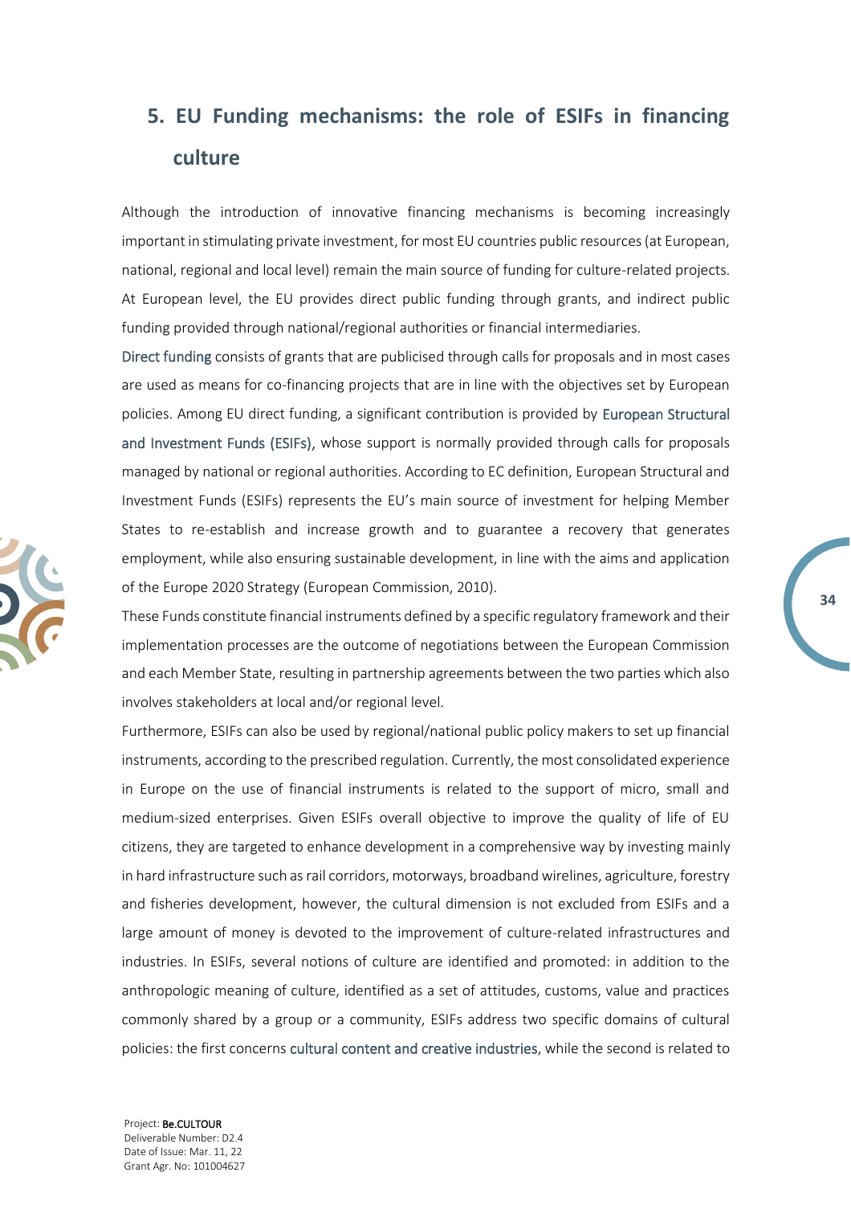# 5. EU Funding mechanisms: the role of ESIFs in financing culture

Although the introduction of innovative financing mechanisms is becoming increasingly important in stimulating private investment, for most EU countries public resources (at European, national, regional and local level) remain the main source of funding for culture-related projects. At European level, the EU provides direct public funding through grants, and indirect public funding provided through national/regional authorities or financial intermediaries.

Direct funding consists of grants that are publicised through calls for proposals and in most cases are used as means for co-financing projects that are in line with the objectives set by European policies. Among EU direct funding, a significant contribution is provided by European Structural and Investment Funds (ESIFs), whose support is normally provided through calls for proposals managed by national or regional authorities. According to EC definition, European Structural and Investment Funds (ESIFs) represents the EU's main source of investment for helping Member States to re-establish and increase growth and to guarantee a recovery that generates employment, while also ensuring sustainable development, in line with the aims and application of the Europe 2020 Strategy (European Commission, 2010).

These Funds constitute financial instruments defined by a specific regulatory framework and their implementation processes are the outcome of negotiations between the European Commission and each Member State, resulting in partnership agreements between the two parties which also involves stakeholders at local and/or regional level.

Furthermore, ESIFs can also be used by regional/national public policy makers to set up financial instruments, according to the prescribed regulation. Currently, the most consolidated experience in Europe on the use of financial instruments is related to the support of micro, small and medium-sized enterprises. Given ESIFs overall objective to improve the quality of life of EU citizens, they are targeted to enhance development in a comprehensive way by investing mainly in hard infrastructure such as rail corridors, motorways, broadband wirelines, agriculture, forestry and fisheries development, however, the cultural dimension is not excluded from ESIFs and a large amount of money is devoted to the improvement of culture-related infrastructures and industries. In ESIFs, several notions of culture are identified and promoted: in addition to the anthropologic meaning of culture, identified as a set of attitudes, customs, value and practices commonly shared by a group or a community, ESIFs address two specific domains of cultural policies: the first concerns cultural content and creative industries, while the second is related to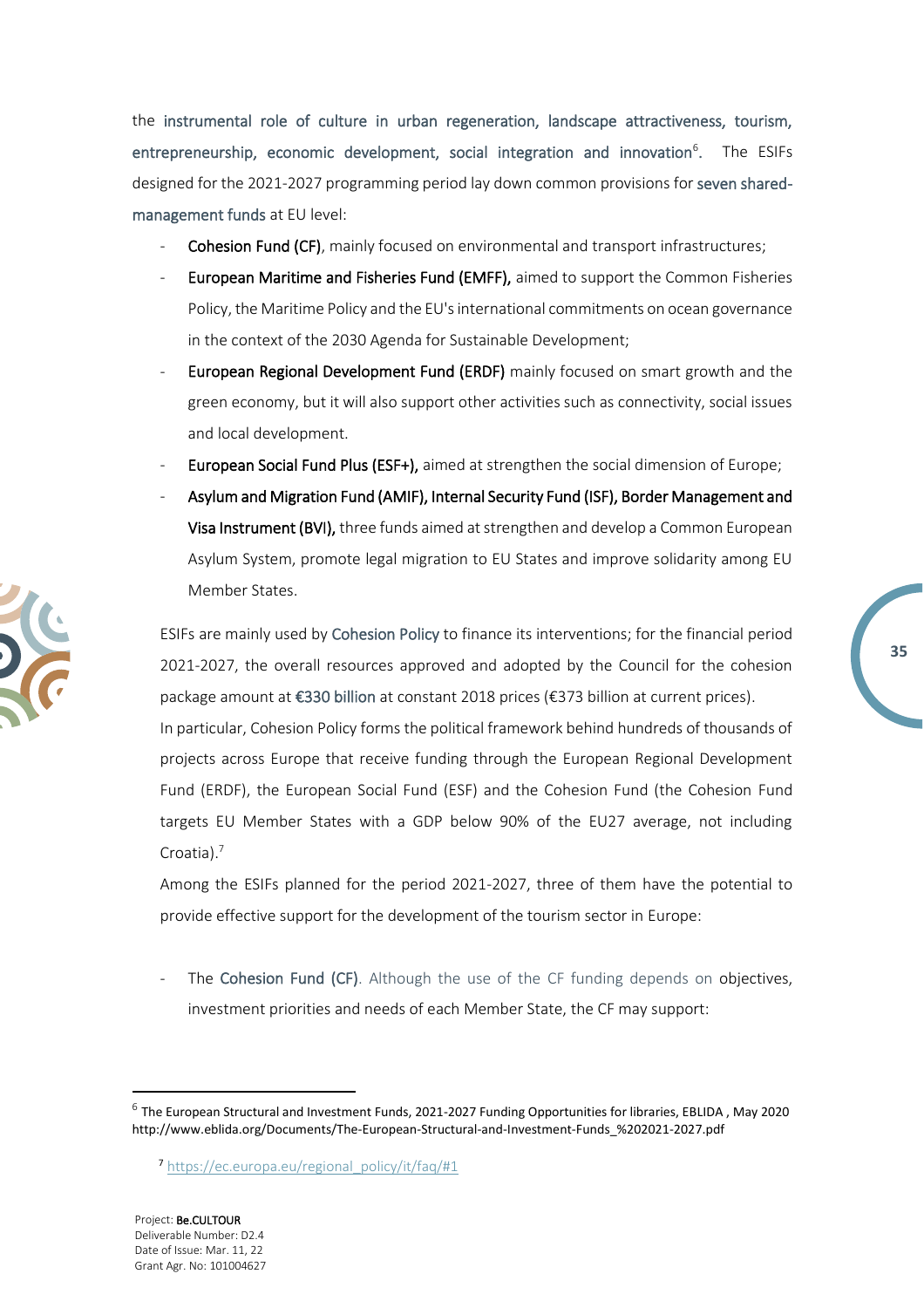the instrumental role of culture in urban regeneration, landscape attractiveness, tourism, entrepreneurship, economic development, social integration and innovation[6]. The ESIFs designed for the 2021-2027 programming period lay down common provisions for seven shared-management funds at EU level:

- **Cohesion Fund (CF)**, mainly focused on environmental and transport infrastructures;
- **European Maritime and Fisheries Fund (EMFF),** aimed to support the Common Fisheries Policy, the Maritime Policy and the EU's international commitments on ocean governance in the context of the 2030 Agenda for Sustainable Development;
- **European Regional Development Fund (ERDF)** mainly focused on smart growth and the green economy, but it will also support other activities such as connectivity, social issues and local development.
- **European Social Fund Plus (ESF+),** aimed at strengthen the social dimension of Europe;
- **Asylum and Migration Fund (AMIF), Internal Security Fund (ISF), Border Management and Visa Instrument (BVI),** three funds aimed at strengthen and develop a Common European Asylum System, promote legal migration to EU States and improve solidarity among EU Member States.

ESIFs are mainly used by Cohesion Policy to finance its interventions; for the financial period 2021-2027, the overall resources approved and adopted by the Council for the cohesion package amount at €330 billion at constant 2018 prices (€373 billion at current prices).

In particular, Cohesion Policy forms the political framework behind hundreds of thousands of projects across Europe that receive funding through the European Regional Development Fund (ERDF), the European Social Fund (ESF) and the Cohesion Fund (the Cohesion Fund targets EU Member States with a GDP below 90% of the EU27 average, not including Croatia).[7]

Among the ESIFs planned for the period 2021-2027, three of them have the potential to provide effective support for the development of the tourism sector in Europe:

- The Cohesion Fund (CF). Although the use of the CF funding depends on objectives, investment priorities and needs of each Member State, the CF may support:

---

[6] The European Structural and Investment Funds, 2021-2027 Funding Opportunities for libraries, EBLIDA , May 2020 http://www.eblida.org/Documents/The-European-Structural-and-Investment-Funds_%202021-2027.pdf

[7] https://ec.europa.eu/regional_policy/it/faq/#1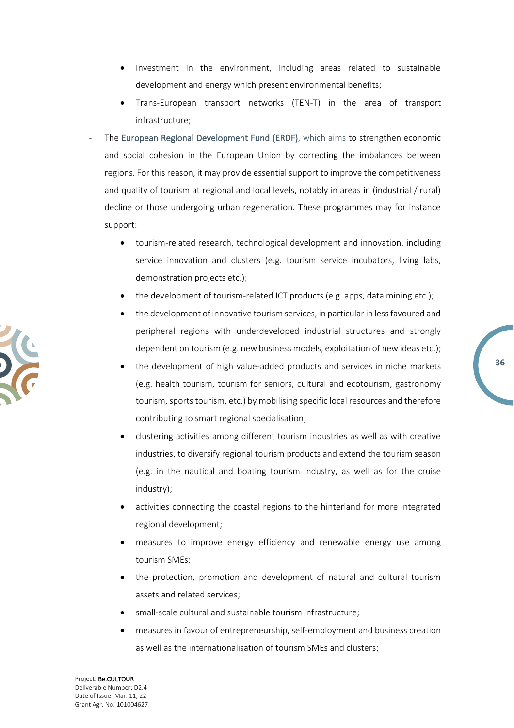- Investment in the environment, including areas related to sustainable development and energy which present environmental benefits;
  - Trans-European transport networks (TEN-T) in the area of transport infrastructure;
- The European Regional Development Fund (ERDF), which aims to strengthen economic and social cohesion in the European Union by correcting the imbalances between regions. For this reason, it may provide essential support to improve the competitiveness and quality of tourism at regional and local levels, notably in areas in (industrial / rural) decline or those undergoing urban regeneration. These programmes may for instance support:
  - tourism-related research, technological development and innovation, including service innovation and clusters (e.g. tourism service incubators, living labs, demonstration projects etc.);
  - the development of tourism-related ICT products (e.g. apps, data mining etc.);
  - the development of innovative tourism services, in particular in less favoured and peripheral regions with underdeveloped industrial structures and strongly dependent on tourism (e.g. new business models, exploitation of new ideas etc.);
  - the development of high value-added products and services in niche markets (e.g. health tourism, tourism for seniors, cultural and ecotourism, gastronomy tourism, sports tourism, etc.) by mobilising specific local resources and therefore contributing to smart regional specialisation;
  - clustering activities among different tourism industries as well as with creative industries, to diversify regional tourism products and extend the tourism season (e.g. in the nautical and boating tourism industry, as well as for the cruise industry);
  - activities connecting the coastal regions to the hinterland for more integrated regional development;
  - measures to improve energy efficiency and renewable energy use among tourism SMEs;
  - the protection, promotion and development of natural and cultural tourism assets and related services;
  - small-scale cultural and sustainable tourism infrastructure;
  - measures in favour of entrepreneurship, self-employment and business creation as well as the internationalisation of tourism SMEs and clusters;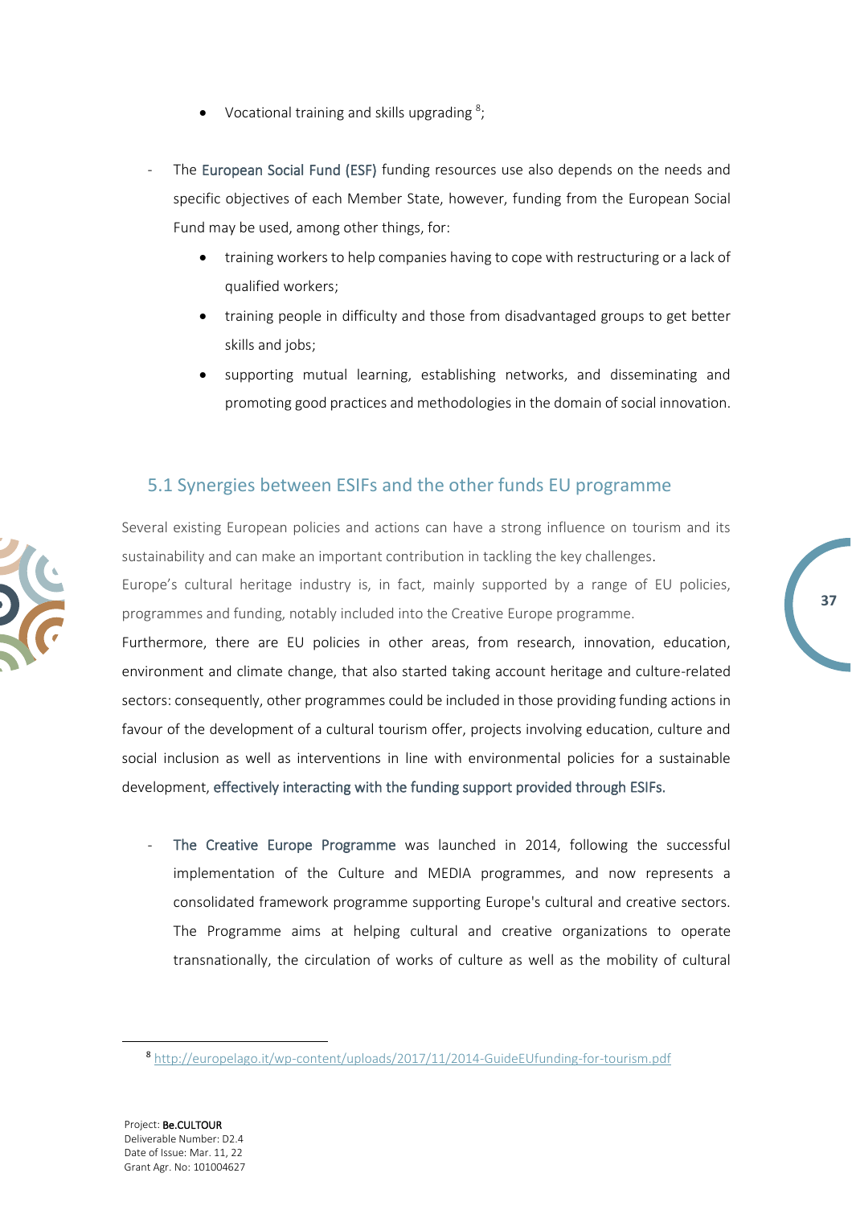- Vocational training and skills upgrading [8];

- The European Social Fund (ESF) funding resources use also depends on the needs and specific objectives of each Member State, however, funding from the European Social Fund may be used, among other things, for:
    - training workers to help companies having to cope with restructuring or a lack of qualified workers;
    - training people in difficulty and those from disadvantaged groups to get better skills and jobs;
    - supporting mutual learning, establishing networks, and disseminating and promoting good practices and methodologies in the domain of social innovation.

## 5.1 Synergies between ESIFs and the other funds EU programme

Several existing European policies and actions can have a strong influence on tourism and its sustainability and can make an important contribution in tackling the key challenges.
Europe's cultural heritage industry is, in fact, mainly supported by a range of EU policies, programmes and funding, notably included into the Creative Europe programme.
Furthermore, there are EU policies in other areas, from research, innovation, education, environment and climate change, that also started taking account heritage and culture-related sectors: consequently, other programmes could be included in those providing funding actions in favour of the development of a cultural tourism offer, projects involving education, culture and social inclusion as well as interventions in line with environmental policies for a sustainable development, effectively interacting with the funding support provided through ESIFs.

- The Creative Europe Programme was launched in 2014, following the successful implementation of the Culture and MEDIA programmes, and now represents a consolidated framework programme supporting Europe's cultural and creative sectors. The Programme aims at helping cultural and creative organizations to operate transnationally, the circulation of works of culture as well as the mobility of cultural

[8] http://europelago.it/wp-content/uploads/2017/11/2014-GuideEUfunding-for-tourism.pdf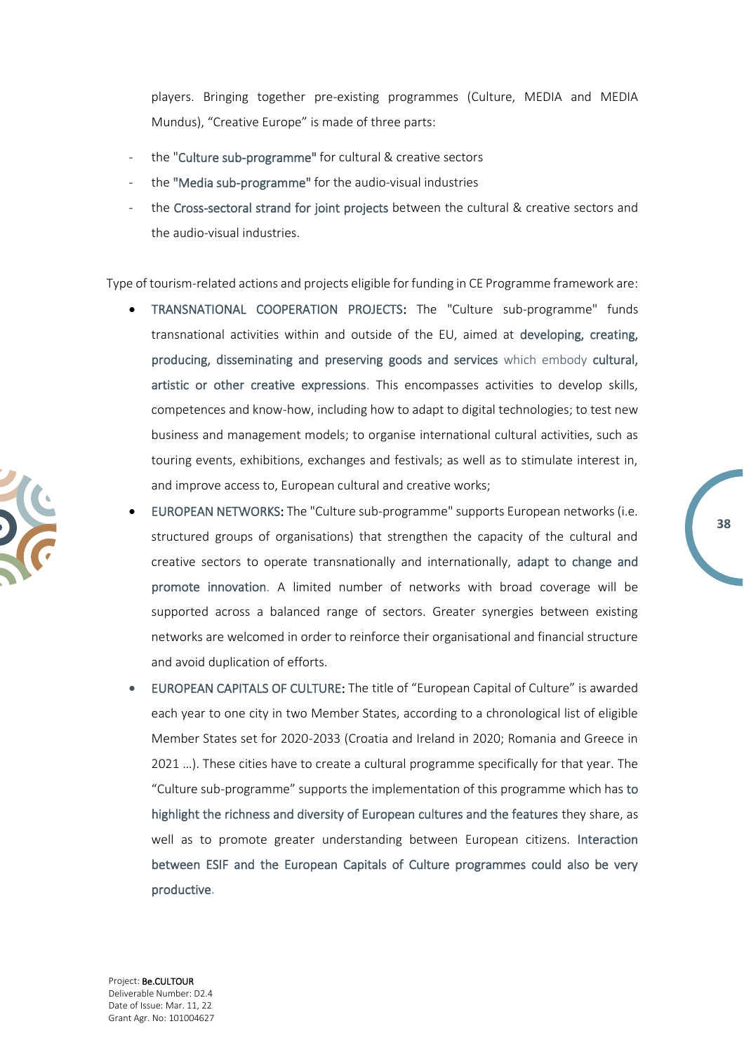players. Bringing together pre-existing programmes (Culture, MEDIA and MEDIA Mundus), "Creative Europe" is made of three parts:

- the "Culture sub-programme" for cultural & creative sectors
- the "Media sub-programme" for the audio-visual industries
- the Cross-sectoral strand for joint projects between the cultural & creative sectors and the audio-visual industries.

Type of tourism-related actions and projects eligible for funding in CE Programme framework are:

- TRANSNATIONAL COOPERATION PROJECTS: The "Culture sub-programme" funds transnational activities within and outside of the EU, aimed at developing, creating, producing, disseminating and preserving goods and services which embody cultural, artistic or other creative expressions. This encompasses activities to develop skills, competences and know-how, including how to adapt to digital technologies; to test new business and management models; to organise international cultural activities, such as touring events, exhibitions, exchanges and festivals; as well as to stimulate interest in, and improve access to, European cultural and creative works;
- EUROPEAN NETWORKS: The "Culture sub-programme" supports European networks (i.e. structured groups of organisations) that strengthen the capacity of the cultural and creative sectors to operate transnationally and internationally, adapt to change and promote innovation. A limited number of networks with broad coverage will be supported across a balanced range of sectors. Greater synergies between existing networks are welcomed in order to reinforce their organisational and financial structure and avoid duplication of efforts.
- EUROPEAN CAPITALS OF CULTURE: The title of "European Capital of Culture" is awarded each year to one city in two Member States, according to a chronological list of eligible Member States set for 2020-2033 (Croatia and Ireland in 2020; Romania and Greece in 2021 …). These cities have to create a cultural programme specifically for that year. The "Culture sub-programme" supports the implementation of this programme which has to highlight the richness and diversity of European cultures and the features they share, as well as to promote greater understanding between European citizens. Interaction between ESIF and the European Capitals of Culture programmes could also be very productive.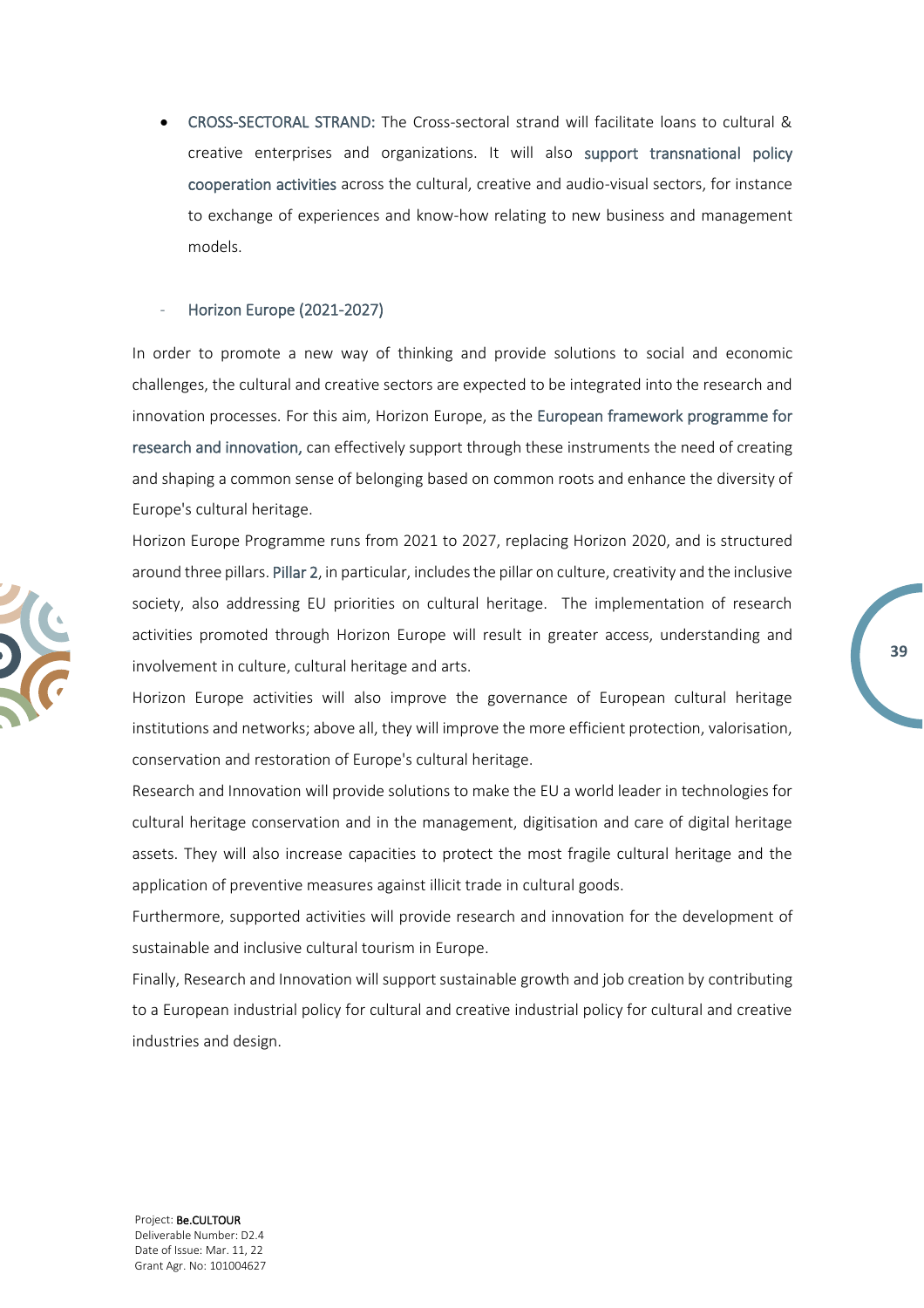- CROSS-SECTORAL STRAND: The Cross-sectoral strand will facilitate loans to cultural & creative enterprises and organizations. It will also support transnational policy cooperation activities across the cultural, creative and audio-visual sectors, for instance to exchange of experiences and know-how relating to new business and management models.

- Horizon Europe (2021-2027)

In order to promote a new way of thinking and provide solutions to social and economic challenges, the cultural and creative sectors are expected to be integrated into the research and innovation processes. For this aim, Horizon Europe, as the European framework programme for research and innovation, can effectively support through these instruments the need of creating and shaping a common sense of belonging based on common roots and enhance the diversity of Europe's cultural heritage.

Horizon Europe Programme runs from 2021 to 2027, replacing Horizon 2020, and is structured around three pillars. Pillar 2, in particular, includes the pillar on culture, creativity and the inclusive society, also addressing EU priorities on cultural heritage. The implementation of research activities promoted through Horizon Europe will result in greater access, understanding and involvement in culture, cultural heritage and arts.

Horizon Europe activities will also improve the governance of European cultural heritage institutions and networks; above all, they will improve the more efficient protection, valorisation, conservation and restoration of Europe's cultural heritage.

Research and Innovation will provide solutions to make the EU a world leader in technologies for cultural heritage conservation and in the management, digitisation and care of digital heritage assets. They will also increase capacities to protect the most fragile cultural heritage and the application of preventive measures against illicit trade in cultural goods.

Furthermore, supported activities will provide research and innovation for the development of sustainable and inclusive cultural tourism in Europe.

Finally, Research and Innovation will support sustainable growth and job creation by contributing to a European industrial policy for cultural and creative industrial policy for cultural and creative industries and design.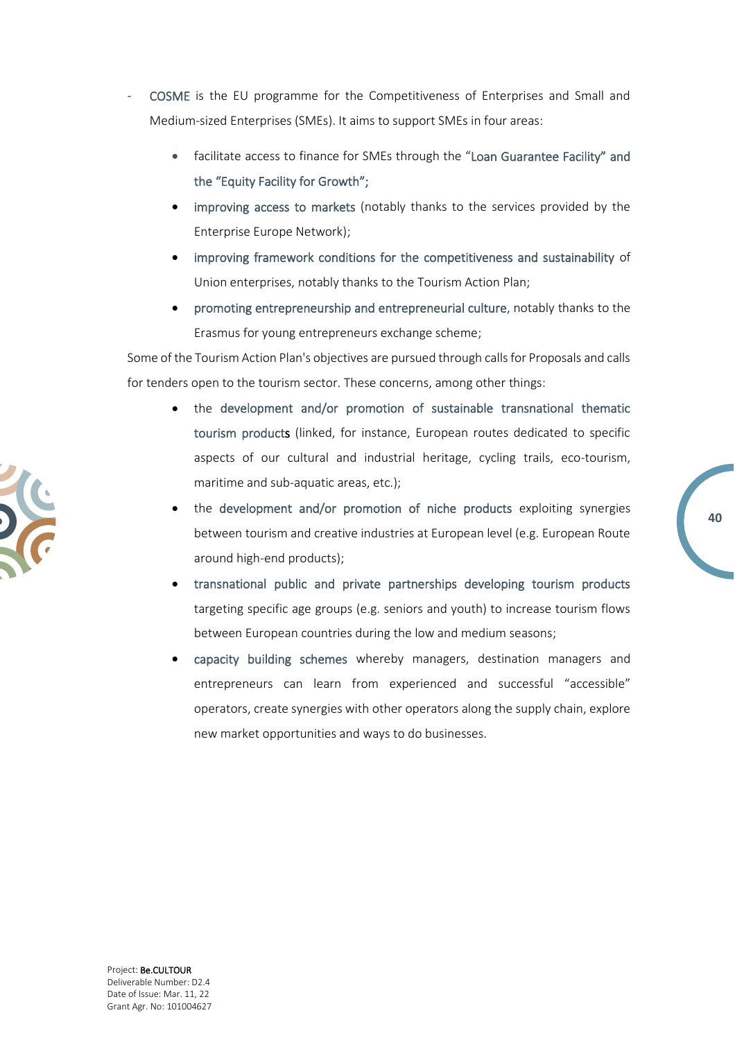- COSME is the EU programme for the Competitiveness of Enterprises and Small and Medium-sized Enterprises (SMEs). It aims to support SMEs in four areas:
    - facilitate access to finance for SMEs through the "Loan Guarantee Facility" and the "Equity Facility for Growth";
    - improving access to markets (notably thanks to the services provided by the Enterprise Europe Network);
    - improving framework conditions for the competitiveness and sustainability of Union enterprises, notably thanks to the Tourism Action Plan;
    - promoting entrepreneurship and entrepreneurial culture, notably thanks to the Erasmus for young entrepreneurs exchange scheme;

Some of the Tourism Action Plan's objectives are pursued through calls for Proposals and calls for tenders open to the tourism sector. These concerns, among other things:

- the development and/or promotion of sustainable transnational thematic tourism products (linked, for instance, European routes dedicated to specific aspects of our cultural and industrial heritage, cycling trails, eco-tourism, maritime and sub-aquatic areas, etc.);
- the development and/or promotion of niche products exploiting synergies between tourism and creative industries at European level (e.g. European Route around high-end products);
- transnational public and private partnerships developing tourism products targeting specific age groups (e.g. seniors and youth) to increase tourism flows between European countries during the low and medium seasons;
- capacity building schemes whereby managers, destination managers and entrepreneurs can learn from experienced and successful "accessible" operators, create synergies with other operators along the supply chain, explore new market opportunities and ways to do businesses.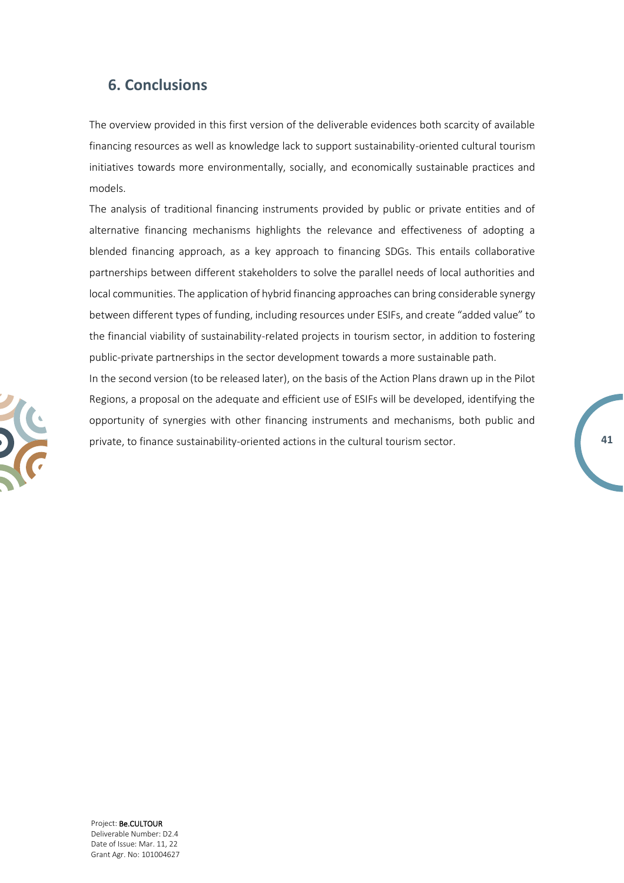## 6. Conclusions

The overview provided in this first version of the deliverable evidences both scarcity of available financing resources as well as knowledge lack to support sustainability-oriented cultural tourism initiatives towards more environmentally, socially, and economically sustainable practices and models.

The analysis of traditional financing instruments provided by public or private entities and of alternative financing mechanisms highlights the relevance and effectiveness of adopting a blended financing approach, as a key approach to financing SDGs. This entails collaborative partnerships between different stakeholders to solve the parallel needs of local authorities and local communities. The application of hybrid financing approaches can bring considerable synergy between different types of funding, including resources under ESIFs, and create "added value" to the financial viability of sustainability-related projects in tourism sector, in addition to fostering public-private partnerships in the sector development towards a more sustainable path.

In the second version (to be released later), on the basis of the Action Plans drawn up in the Pilot Regions, a proposal on the adequate and efficient use of ESIFs will be developed, identifying the opportunity of synergies with other financing instruments and mechanisms, both public and private, to finance sustainability-oriented actions in the cultural tourism sector.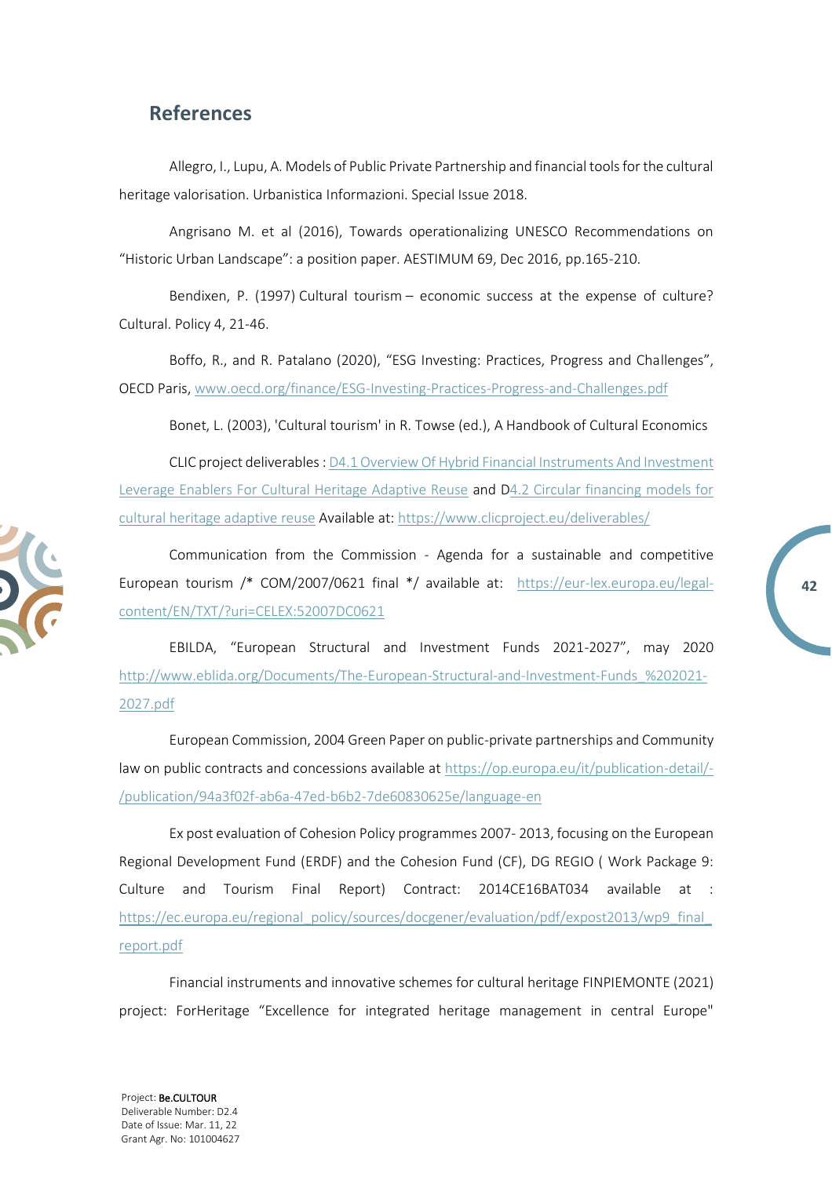## References

Allegro, I., Lupu, A. Models of Public Private Partnership and financial tools for the cultural heritage valorisation. Urbanistica Informazioni. Special Issue 2018.

Angrisano M. et al (2016), Towards operationalizing UNESCO Recommendations on "Historic Urban Landscape": a position paper. AESTIMUM 69, Dec 2016, pp.165-210.

Bendixen, P. (1997) Cultural tourism – economic success at the expense of culture? Cultural. Policy 4, 21-46.

Boffo, R., and R. Patalano (2020), "ESG Investing: Practices, Progress and Challenges", OECD Paris, www.oecd.org/finance/ESG-Investing-Practices-Progress-and-Challenges.pdf

Bonet, L. (2003), 'Cultural tourism' in R. Towse (ed.), A Handbook of Cultural Economics

CLIC project deliverables : D4.1 Overview Of Hybrid Financial Instruments And Investment Leverage Enablers For Cultural Heritage Adaptive Reuse and D4.2 Circular financing models for cultural heritage adaptive reuse Available at: https://www.clicproject.eu/deliverables/

Communication from the Commission - Agenda for a sustainable and competitive European tourism /* COM/2007/0621 final */ available at: https://eur-lex.europa.eu/legal-content/EN/TXT/?uri=CELEX:52007DC0621

EBILDA, "European Structural and Investment Funds 2021-2027", may 2020 http://www.eblida.org/Documents/The-European-Structural-and-Investment-Funds_%202021-2027.pdf

European Commission, 2004 Green Paper on public-private partnerships and Community law on public contracts and concessions available at https://op.europa.eu/it/publication-detail/-/publication/94a3f02f-ab6a-47ed-b6b2-7de60830625e/language-en

Ex post evaluation of Cohesion Policy programmes 2007- 2013, focusing on the European Regional Development Fund (ERDF) and the Cohesion Fund (CF), DG REGIO ( Work Package 9: Culture and Tourism Final Report) Contract: 2014CE16BAT034 available at : https://ec.europa.eu/regional_policy/sources/docgener/evaluation/pdf/expost2013/wp9_final_report.pdf

Financial instruments and innovative schemes for cultural heritage FINPIEMONTE (2021) project: ForHeritage "Excellence for integrated heritage management in central Europe"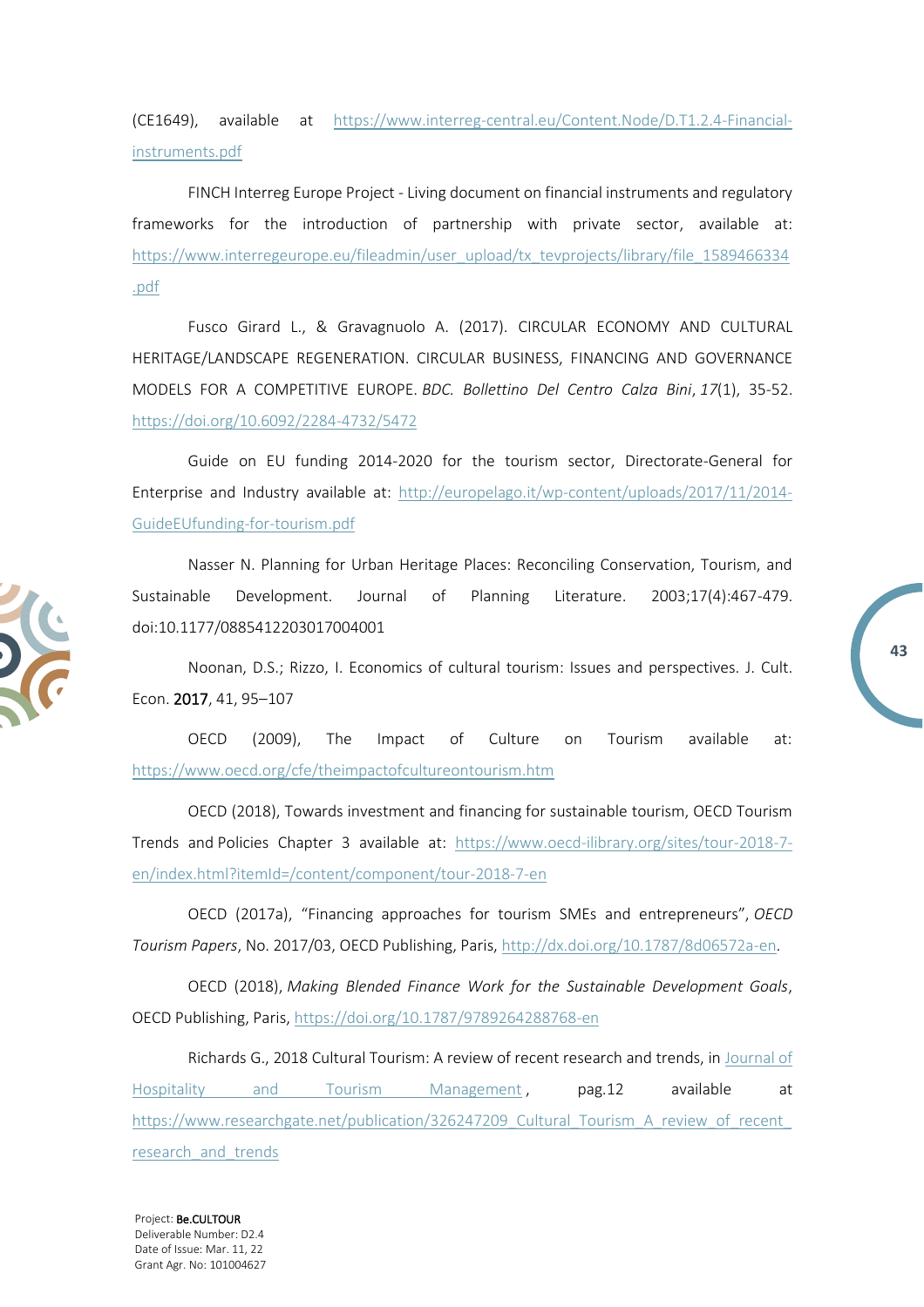(CE1649), available at https://www.interreg-central.eu/Content.Node/D.T1.2.4-Financial-instruments.pdf

FINCH Interreg Europe Project - Living document on financial instruments and regulatory frameworks for the introduction of partnership with private sector, available at: https://www.interregeurope.eu/fileadmin/user_upload/tx_tevprojects/library/file_1589466334.pdf

Fusco Girard L., & Gravagnuolo A. (2017). CIRCULAR ECONOMY AND CULTURAL HERITAGE/LANDSCAPE REGENERATION. CIRCULAR BUSINESS, FINANCING AND GOVERNANCE MODELS FOR A COMPETITIVE EUROPE. *BDC. Bollettino Del Centro Calza Bini*, *17*(1), 35-52. https://doi.org/10.6092/2284-4732/5472

Guide on EU funding 2014-2020 for the tourism sector, Directorate-General for Enterprise and Industry available at: http://europelago.it/wp-content/uploads/2017/11/2014-GuideEUfunding-for-tourism.pdf

Nasser N. Planning for Urban Heritage Places: Reconciling Conservation, Tourism, and Sustainable Development. Journal of Planning Literature. 2003;17(4):467-479. doi:10.1177/0885412203017004001

Noonan, D.S.; Rizzo, I. Economics of cultural tourism: Issues and perspectives. J. Cult. Econ. 2017, 41, 95–107

OECD (2009), The Impact of Culture on Tourism available at: https://www.oecd.org/cfe/theimpactofcultureontourism.htm

OECD (2018), Towards investment and financing for sustainable tourism, OECD Tourism Trends and Policies Chapter 3 available at: https://www.oecd-ilibrary.org/sites/tour-2018-7-en/index.html?itemId=/content/component/tour-2018-7-en

OECD (2017a), "Financing approaches for tourism SMEs and entrepreneurs", *OECD Tourism Papers*, No. 2017/03, OECD Publishing, Paris, http://dx.doi.org/10.1787/8d06572a-en.

OECD (2018), *Making Blended Finance Work for the Sustainable Development Goals*, OECD Publishing, Paris, https://doi.org/10.1787/9789264288768-en

Richards G., 2018 Cultural Tourism: A review of recent research and trends, in Journal of Hospitality and Tourism Management , pag.12 available at https://www.researchgate.net/publication/326247209_Cultural_Tourism_A_review_of_recent_research_and_trends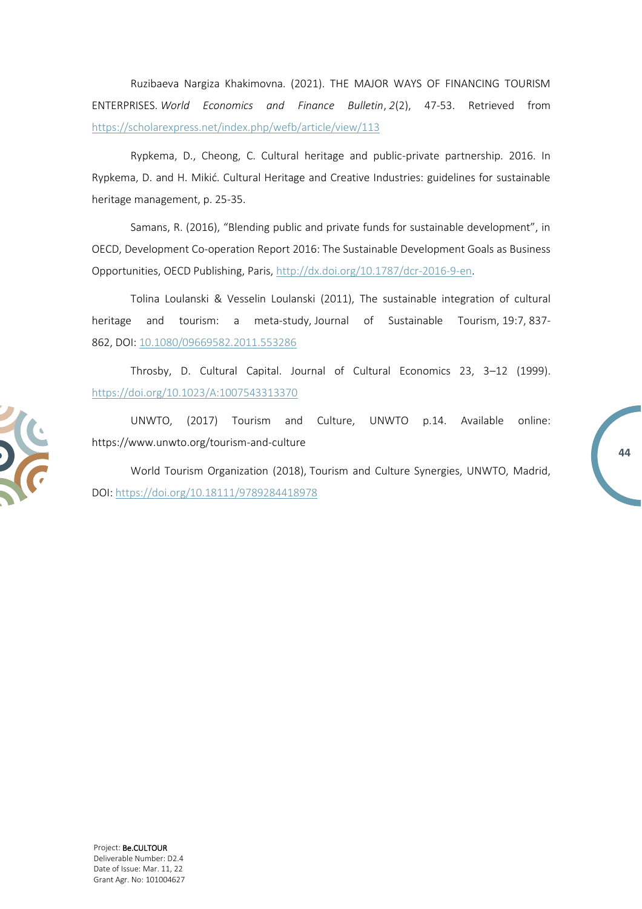Ruzibaeva Nargiza Khakimovna. (2021). THE MAJOR WAYS OF FINANCING TOURISM ENTERPRISES. *World Economics and Finance Bulletin*, *2*(2), 47-53. Retrieved from https://scholarexpress.net/index.php/wefb/article/view/113

Rypkema, D., Cheong, C. Cultural heritage and public-private partnership. 2016. In Rypkema, D. and H. Mikić. Cultural Heritage and Creative Industries: guidelines for sustainable heritage management, p. 25-35.

Samans, R. (2016), "Blending public and private funds for sustainable development", in OECD, Development Co-operation Report 2016: The Sustainable Development Goals as Business Opportunities, OECD Publishing, Paris, http://dx.doi.org/10.1787/dcr-2016-9-en.

Tolina Loulanski & Vesselin Loulanski (2011), The sustainable integration of cultural heritage and tourism: a meta-study, Journal of Sustainable Tourism, 19:7, 837-862, DOI: 10.1080/09669582.2011.553286

Throsby, D. Cultural Capital. Journal of Cultural Economics 23, 3–12 (1999). https://doi.org/10.1023/A:1007543313370

UNWTO, (2017) Tourism and Culture, UNWTO p.14. Available online: https://www.unwto.org/tourism-and-culture

World Tourism Organization (2018), Tourism and Culture Synergies, UNWTO, Madrid, DOI: https://doi.org/10.18111/9789284418978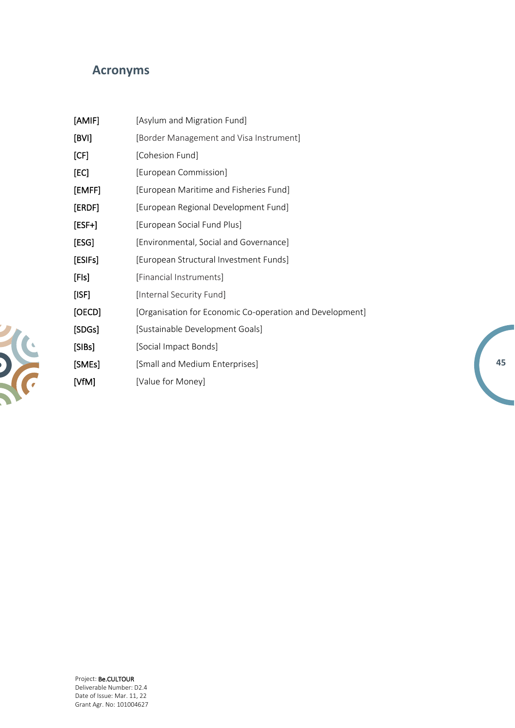## Acronyms

| | |
|---|---|
| [AMIF] | [Asylum and Migration Fund] |
| [BVI] | [Border Management and Visa Instrument] |
| [CF] | [Cohesion Fund] |
| [EC] | [European Commission] |
| [EMFF] | [European Maritime and Fisheries Fund] |
| [ERDF] | [European Regional Development Fund] |
| [ESF+] | [European Social Fund Plus] |
| [ESG] | [Environmental, Social and Governance] |
| [ESIFs] | [European Structural Investment Funds] |
| [FIs] | [Financial Instruments] |
| [ISF] | [Internal Security Fund] |
| [OECD] | [Organisation for Economic Co-operation and Development] |
| [SDGs] | [Sustainable Development Goals] |
| [SIBs] | [Social Impact Bonds] |
| [SMEs] | [Small and Medium Enterprises] |
| [VfM] | [Value for Money] |